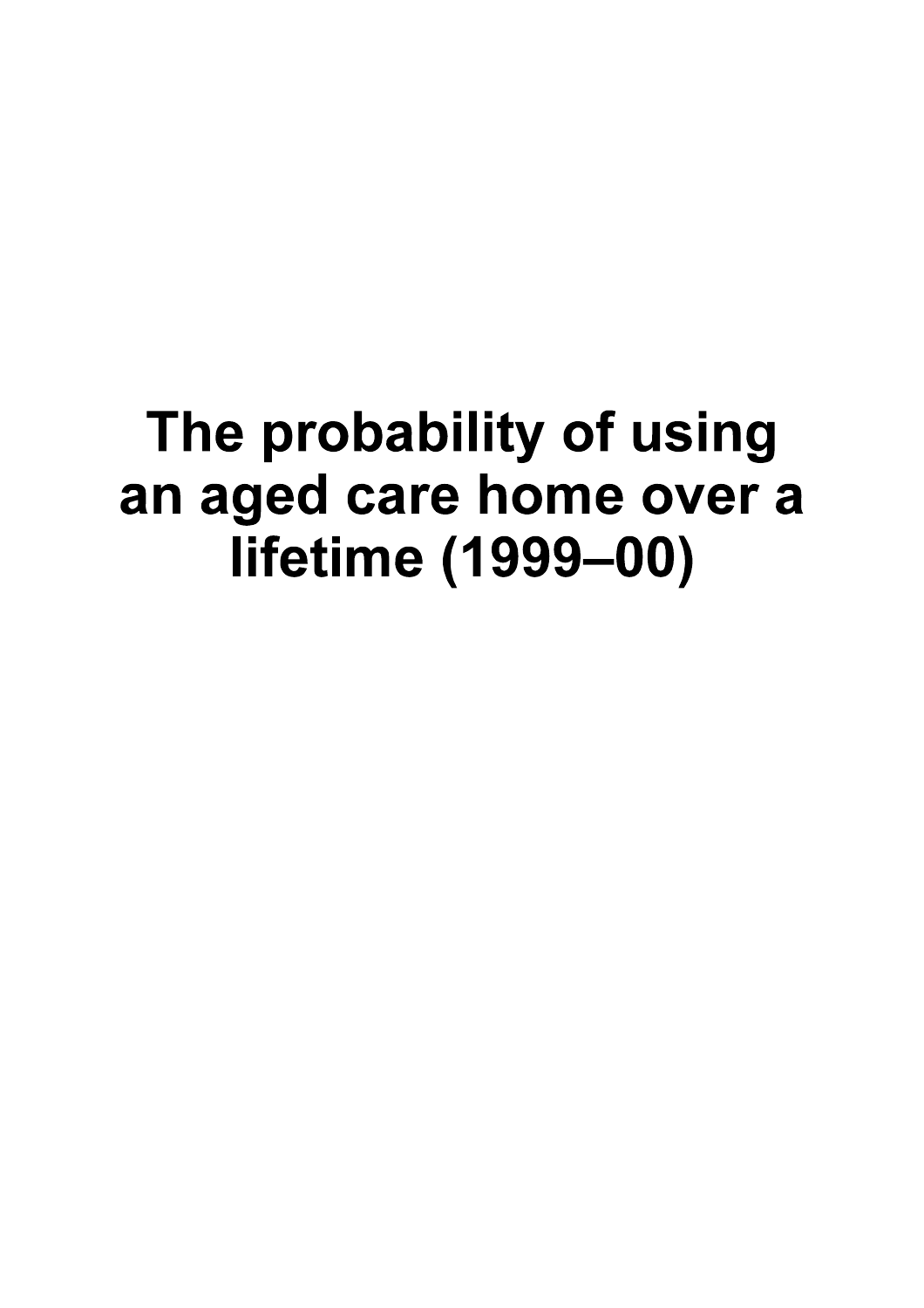# The probability of using an aged care home over a lifetime (1999–00)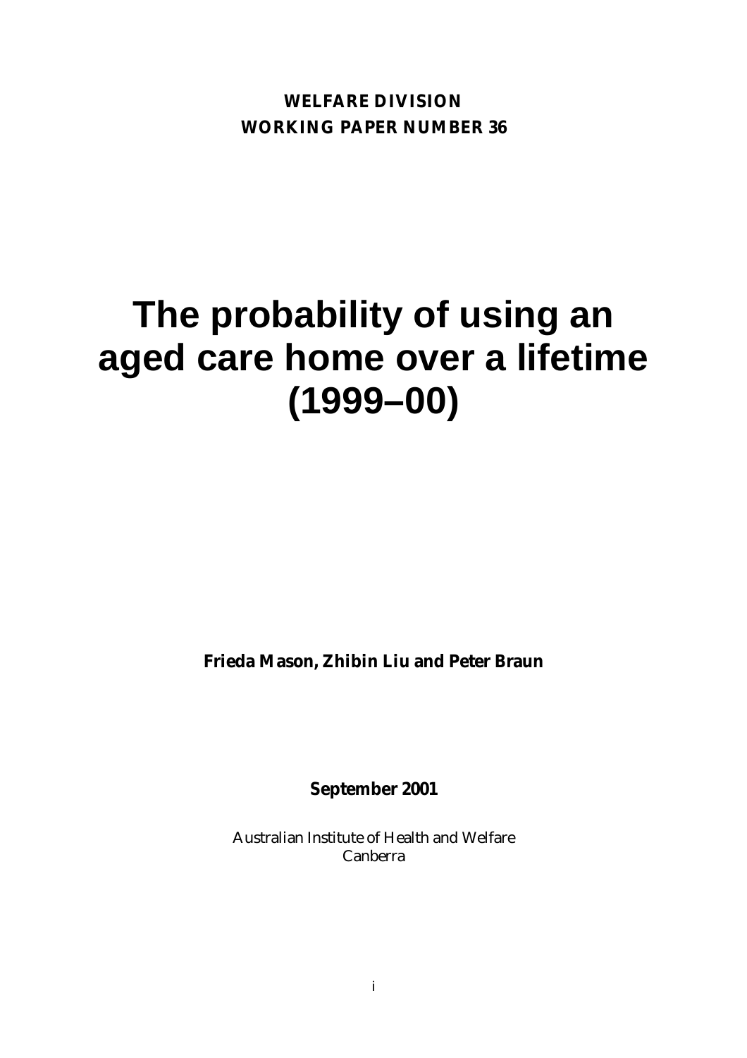**WELFARE DIVISION**
**WORKING PAPER NUMBER 36**

# The probability of using an aged care home over a lifetime (1999–00)

**Frieda Mason, Zhibin Liu and Peter Braun**

**September 2001**

Australian Institute of Health and Welfare
Canberra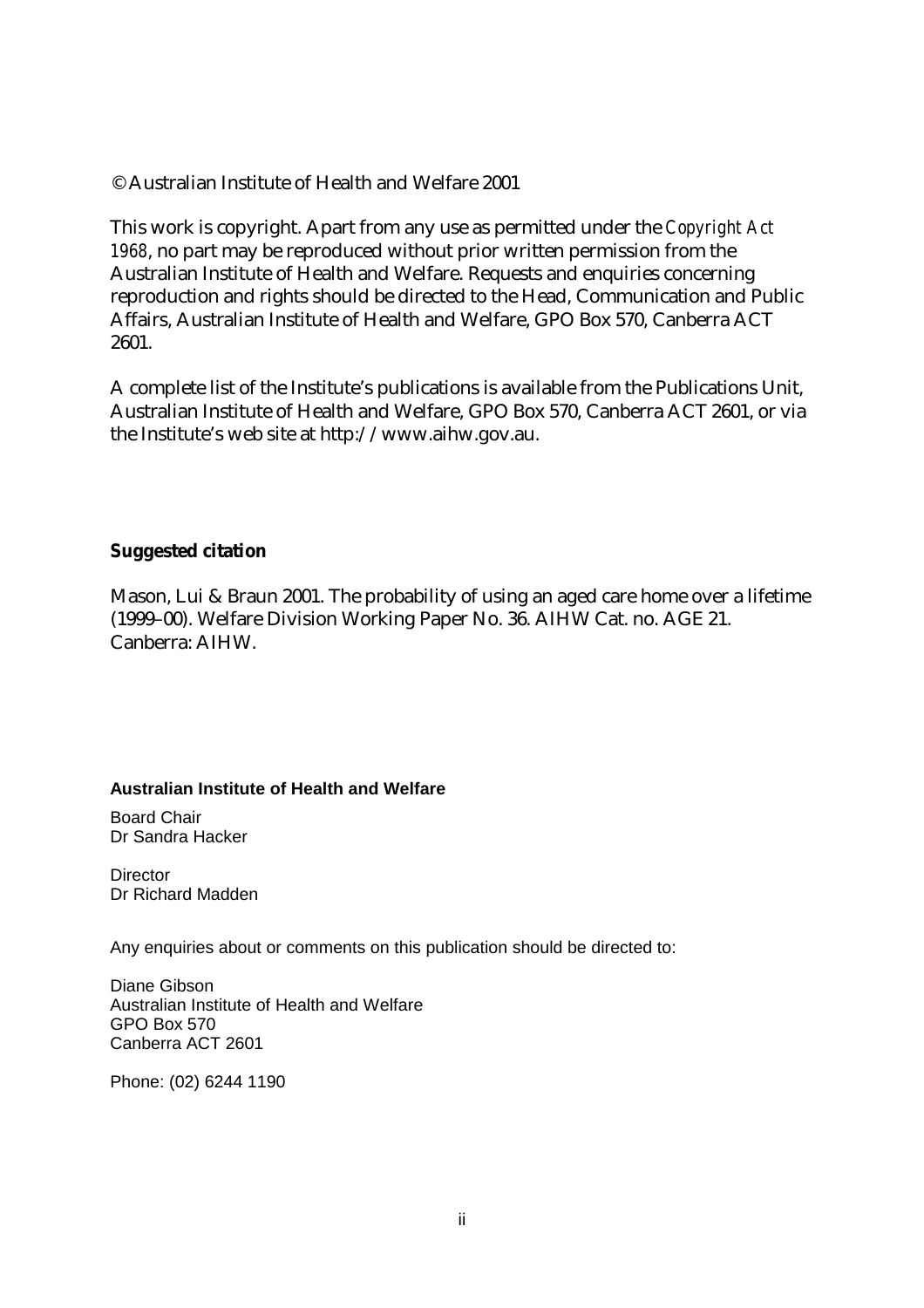© Australian Institute of Health and Welfare 2001

This work is copyright. Apart from any use as permitted under the *Copyright Act 1968*, no part may be reproduced without prior written permission from the Australian Institute of Health and Welfare. Requests and enquiries concerning reproduction and rights should be directed to the Head, Communication and Public Affairs, Australian Institute of Health and Welfare, GPO Box 570, Canberra ACT 2601.

A complete list of the Institute's publications is available from the Publications Unit, Australian Institute of Health and Welfare, GPO Box 570, Canberra ACT 2601, or via the Institute's web site at http://www.aihw.gov.au.

**Suggested citation**

Mason, Lui & Braun 2001. The probability of using an aged care home over a lifetime (1999–00). Welfare Division Working Paper No. 36. AIHW Cat. no. AGE 21. Canberra: AIHW.

**Australian Institute of Health and Welfare**

Board Chair
Dr Sandra Hacker

Director
Dr Richard Madden

Any enquiries about or comments on this publication should be directed to:

Diane Gibson
Australian Institute of Health and Welfare
GPO Box 570
Canberra ACT 2601

Phone: (02) 6244 1190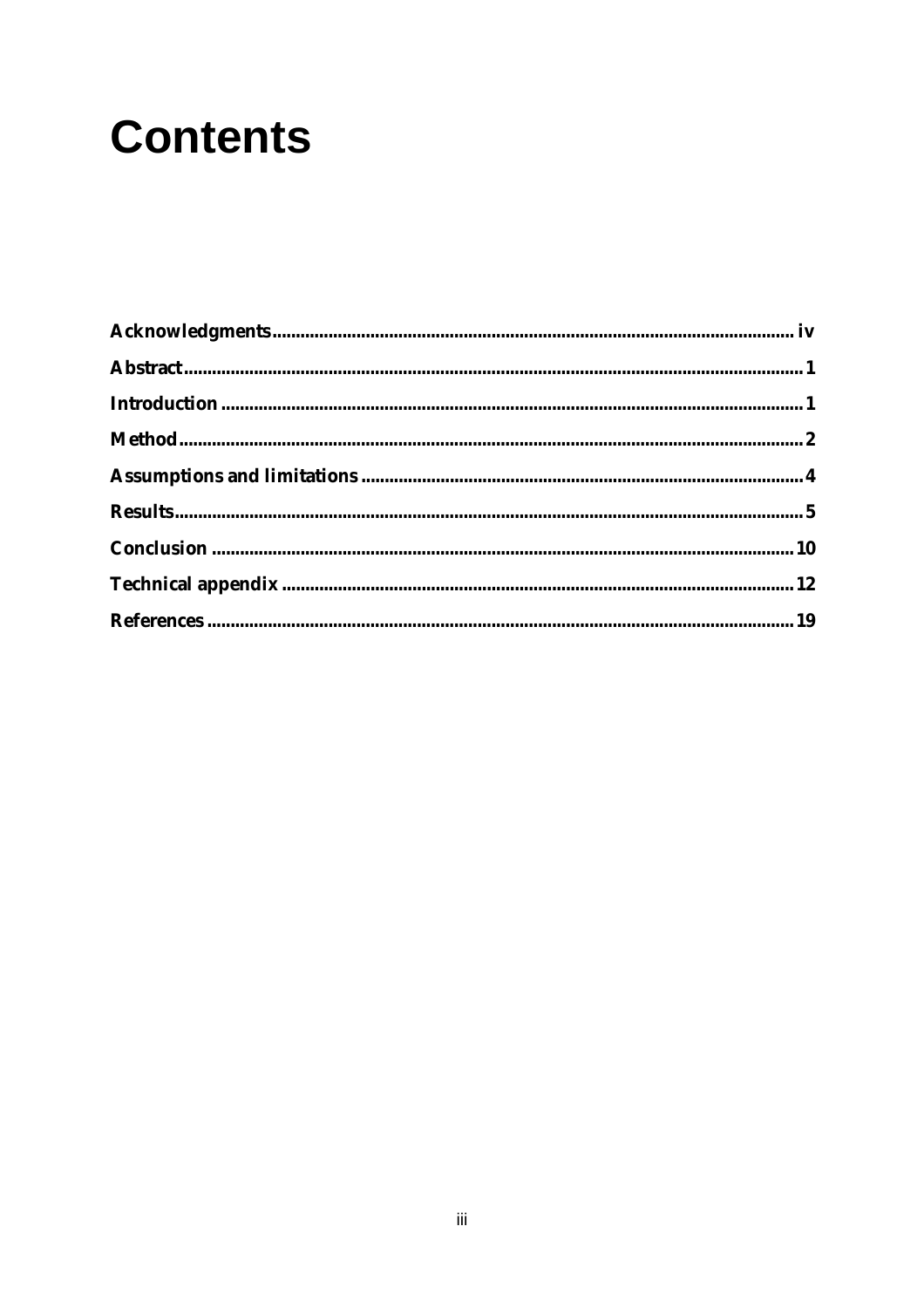# Contents

| | |
|---|---|
| **Acknowledgments** | **iv** |
| **Abstract** | **1** |
| **Introduction** | **1** |
| **Method** | **2** |
| **Assumptions and limitations** | **4** |
| **Results** | **5** |
| **Conclusion** | **10** |
| **Technical appendix** | **12** |
| **References** | **19** |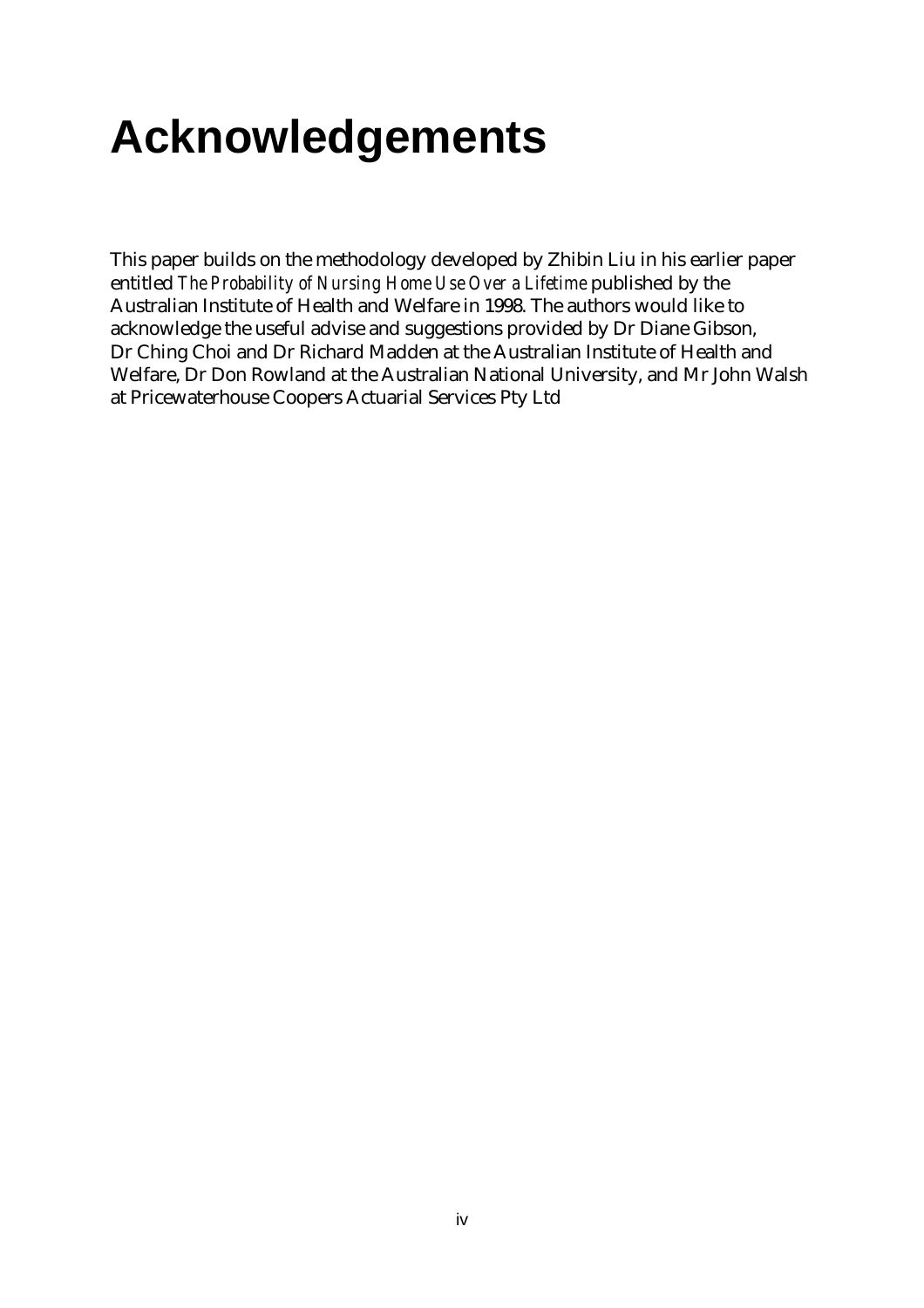# Acknowledgements

This paper builds on the methodology developed by Zhibin Liu in his earlier paper entitled *The Probability of Nursing Home Use Over a Lifetime* published by the Australian Institute of Health and Welfare in 1998. The authors would like to acknowledge the useful advise and suggestions provided by Dr Diane Gibson, Dr Ching Choi and Dr Richard Madden at the Australian Institute of Health and Welfare, Dr Don Rowland at the Australian National University, and Mr John Walsh at Pricewaterhouse Coopers Actuarial Services Pty Ltd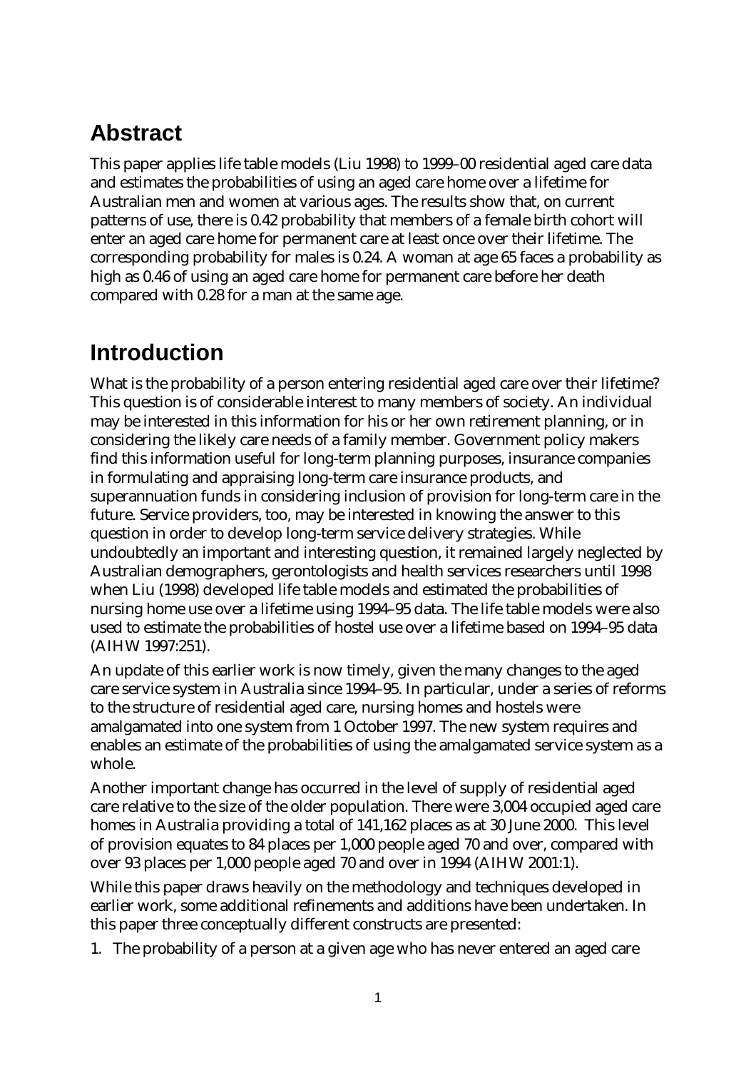## Abstract

This paper applies life table models (Liu 1998) to 1999–00 residential aged care data and estimates the probabilities of using an aged care home over a lifetime for Australian men and women at various ages. The results show that, on current patterns of use, there is 0.42 probability that members of a female birth cohort will enter an aged care home for permanent care at least once over their lifetime. The corresponding probability for males is 0.24. A woman at age 65 faces a probability as high as 0.46 of using an aged care home for permanent care before her death compared with 0.28 for a man at the same age.

## Introduction

What is the probability of a person entering residential aged care over their lifetime? This question is of considerable interest to many members of society. An individual may be interested in this information for his or her own retirement planning, or in considering the likely care needs of a family member. Government policy makers find this information useful for long-term planning purposes, insurance companies in formulating and appraising long-term care insurance products, and superannuation funds in considering inclusion of provision for long-term care in the future. Service providers, too, may be interested in knowing the answer to this question in order to develop long-term service delivery strategies. While undoubtedly an important and interesting question, it remained largely neglected by Australian demographers, gerontologists and health services researchers until 1998 when Liu (1998) developed life table models and estimated the probabilities of nursing home use over a lifetime using 1994–95 data. The life table models were also used to estimate the probabilities of hostel use over a lifetime based on 1994–95 data (AIHW 1997:251).

An update of this earlier work is now timely, given the many changes to the aged care service system in Australia since 1994–95. In particular, under a series of reforms to the structure of residential aged care, nursing homes and hostels were amalgamated into one system from 1 October 1997. The new system requires and enables an estimate of the probabilities of using the amalgamated service system as a whole.

Another important change has occurred in the level of supply of residential aged care relative to the size of the older population. There were 3,004 occupied aged care homes in Australia providing a total of 141,162 places as at 30 June 2000. This level of provision equates to 84 places per 1,000 people aged 70 and over, compared with over 93 places per 1,000 people aged 70 and over in 1994 (AIHW 2001:1).

While this paper draws heavily on the methodology and techniques developed in earlier work, some additional refinements and additions have been undertaken. In this paper three conceptually different constructs are presented:

1. The probability of a person at a given age who has never entered an aged care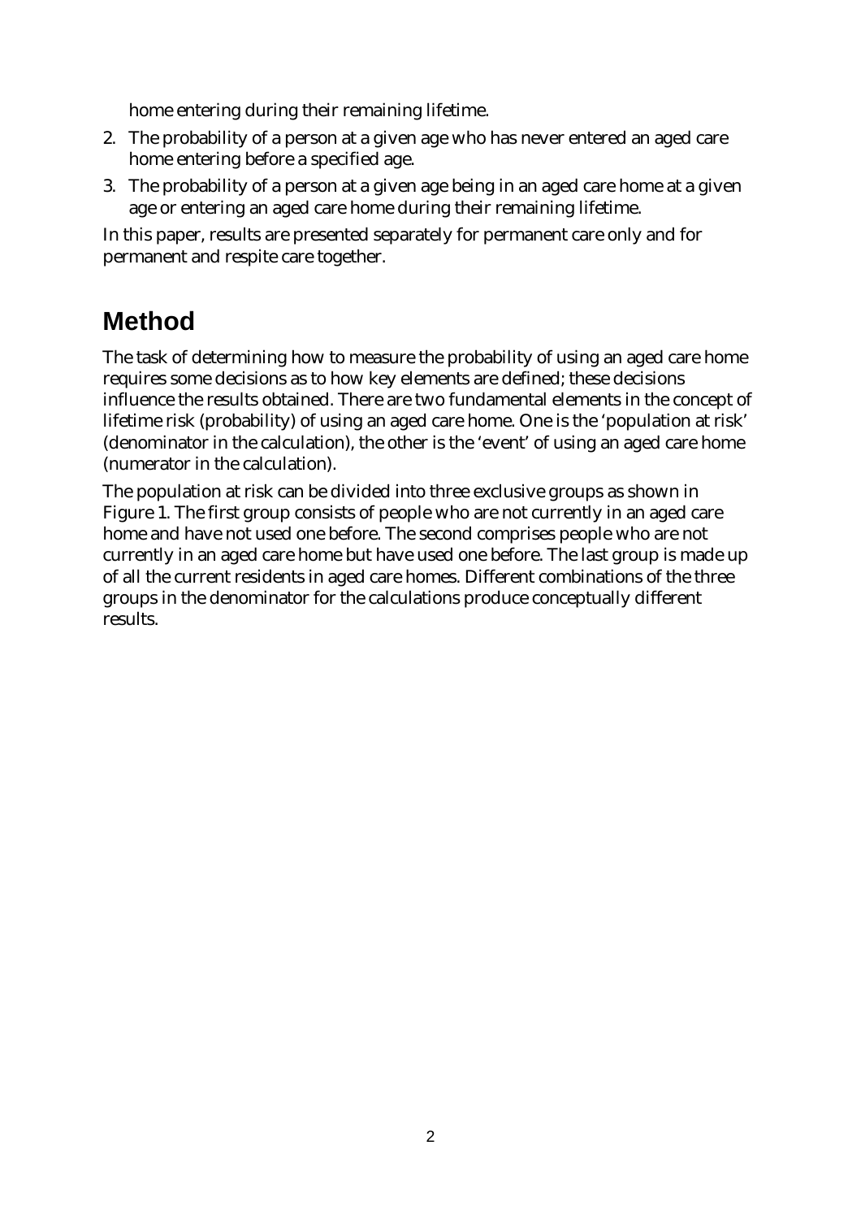home entering during their remaining lifetime.

2. The probability of a person at a given age who has never entered an aged care home entering before a specified age.
3. The probability of a person at a given age being in an aged care home at a given age or entering an aged care home during their remaining lifetime.

In this paper, results are presented separately for permanent care only and for permanent and respite care together.

# Method

The task of determining how to measure the probability of using an aged care home requires some decisions as to how key elements are defined; these decisions influence the results obtained. There are two fundamental elements in the concept of lifetime risk (probability) of using an aged care home. One is the 'population at risk' (denominator in the calculation), the other is the 'event' of using an aged care home (numerator in the calculation).

The population at risk can be divided into three exclusive groups as shown in Figure 1. The first group consists of people who are not currently in an aged care home and have not used one before. The second comprises people who are not currently in an aged care home but have used one before. The last group is made up of all the current residents in aged care homes. Different combinations of the three groups in the denominator for the calculations produce conceptually different results.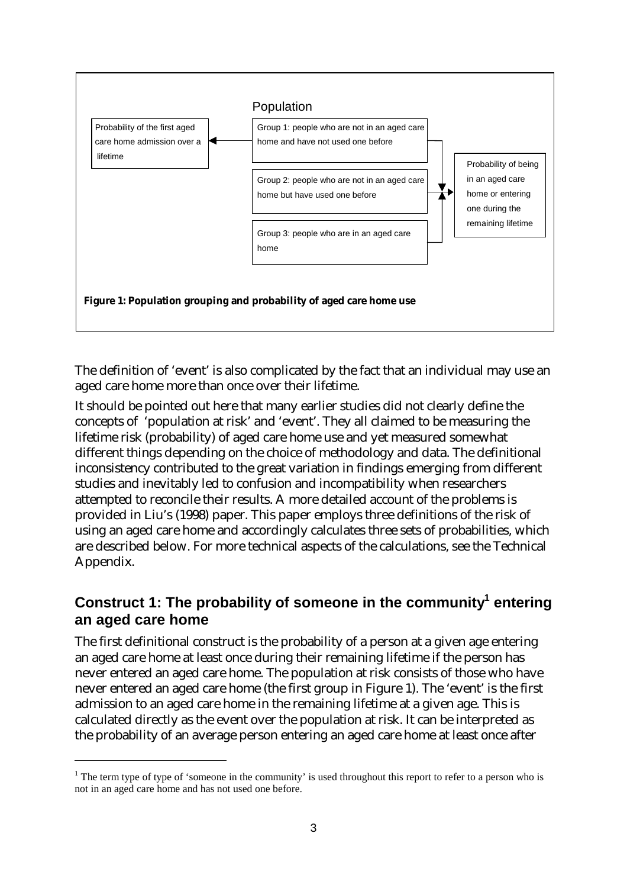Population

Probability of the first aged care home admission over a lifetime

Group 1: people who are not in an aged care home and have not used one before

Group 2: people who are not in an aged care home but have used one before

Group 3: people who are in an aged care home

Probability of being in an aged care home or entering one during the remaining lifetime

**Figure 1: Population grouping and probability of aged care home use**

The definition of 'event' is also complicated by the fact that an individual may use an aged care home more than once over their lifetime.

It should be pointed out here that many earlier studies did not clearly define the concepts of 'population at risk' and 'event'. They all claimed to be measuring the lifetime risk (probability) of aged care home use and yet measured somewhat different things depending on the choice of methodology and data. The definitional inconsistency contributed to the great variation in findings emerging from different studies and inevitably led to confusion and incompatibility when researchers attempted to reconcile their results. A more detailed account of the problems is provided in Liu's (1998) paper. This paper employs three definitions of the risk of using an aged care home and accordingly calculates three sets of probabilities, which are described below. For more technical aspects of the calculations, see the Technical Appendix.

## Construct 1: The probability of someone in the community[1] entering an aged care home

The first definitional construct is the probability of a person at a given age entering an aged care home at least once during their remaining lifetime if the person has never entered an aged care home. The population at risk consists of those who have never entered an aged care home (the first group in Figure 1). The 'event' is the first admission to an aged care home in the remaining lifetime at a given age. This is calculated directly as the event over the population at risk. It can be interpreted as the probability of an average person entering an aged care home at least once after

[1] The term type of type of 'someone in the community' is used throughout this report to refer to a person who is not in an aged care home and has not used one before.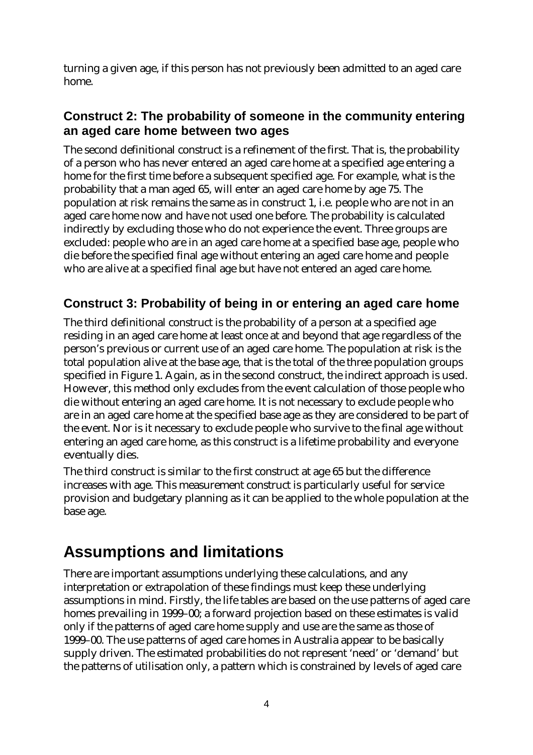turning a given age, if this person has not previously been admitted to an aged care home.

### Construct 2: The probability of someone in the community entering an aged care home between two ages

The second definitional construct is a refinement of the first. That is, the probability of a person who has never entered an aged care home at a specified age entering a home for the first time before a subsequent specified age. For example, what is the probability that a man aged 65, will enter an aged care home by age 75. The population at risk remains the same as in construct 1, i.e. people who are not in an aged care home now and have not used one before. The probability is calculated indirectly by excluding those who do not experience the event. Three groups are excluded: people who are in an aged care home at a specified base age, people who die before the specified final age without entering an aged care home and people who are alive at a specified final age but have not entered an aged care home.

### Construct 3: Probability of being in or entering an aged care home

The third definitional construct is the probability of a person at a specified age residing in an aged care home at least once at and beyond that age regardless of the person's previous or current use of an aged care home. The population at risk is the total population alive at the base age, that is the total of the three population groups specified in Figure 1. Again, as in the second construct, the indirect approach is used. However, this method only excludes from the event calculation of those people who die without entering an aged care home. It is not necessary to exclude people who are in an aged care home at the specified base age as they are considered to be part of the event. Nor is it necessary to exclude people who survive to the final age without entering an aged care home, as this construct is a lifetime probability and everyone eventually dies.

The third construct is similar to the first construct at age 65 but the difference increases with age. This measurement construct is particularly useful for service provision and budgetary planning as it can be applied to the whole population at the base age.

## Assumptions and limitations

There are important assumptions underlying these calculations, and any interpretation or extrapolation of these findings must keep these underlying assumptions in mind. Firstly, the life tables are based on the use patterns of aged care homes prevailing in 1999–00; a forward projection based on these estimates is valid only if the patterns of aged care home supply and use are the same as those of 1999–00. The use patterns of aged care homes in Australia appear to be basically supply driven. The estimated probabilities do not represent 'need' or 'demand' but the patterns of utilisation only, a pattern which is constrained by levels of aged care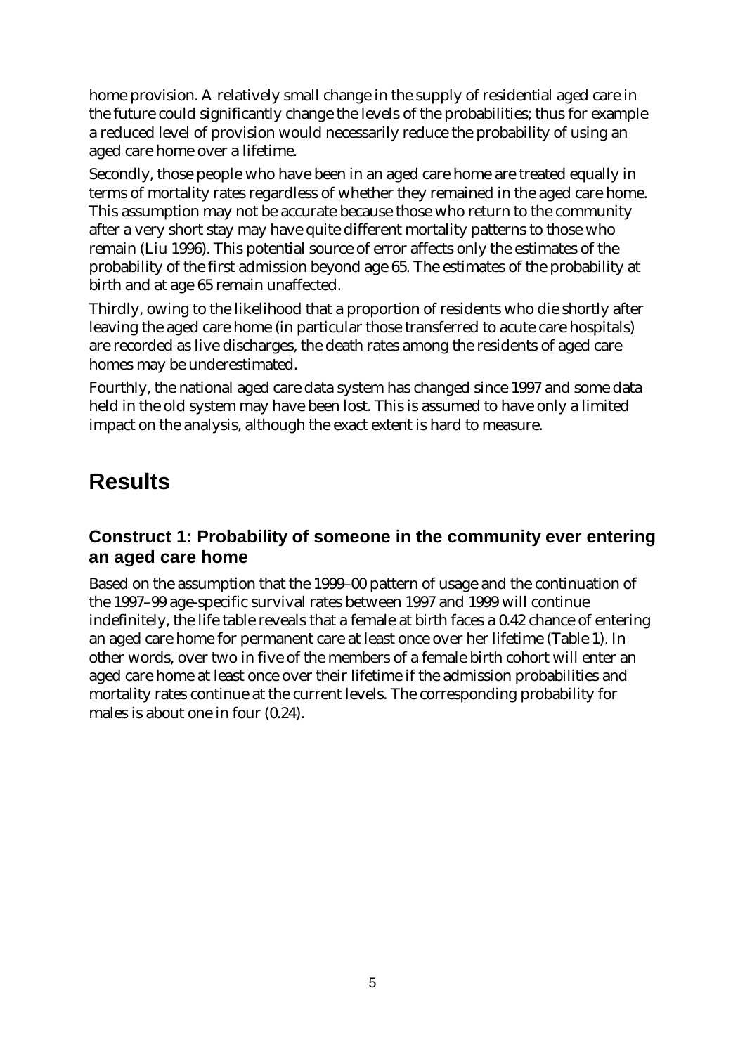home provision. A relatively small change in the supply of residential aged care in the future could significantly change the levels of the probabilities; thus for example a reduced level of provision would necessarily reduce the probability of using an aged care home over a lifetime.

Secondly, those people who have been in an aged care home are treated equally in terms of mortality rates regardless of whether they remained in the aged care home. This assumption may not be accurate because those who return to the community after a very short stay may have quite different mortality patterns to those who remain (Liu 1996). This potential source of error affects only the estimates of the probability of the first admission beyond age 65. The estimates of the probability at birth and at age 65 remain unaffected.

Thirdly, owing to the likelihood that a proportion of residents who die shortly after leaving the aged care home (in particular those transferred to acute care hospitals) are recorded as live discharges, the death rates among the residents of aged care homes may be underestimated.

Fourthly, the national aged care data system has changed since 1997 and some data held in the old system may have been lost. This is assumed to have only a limited impact on the analysis, although the exact extent is hard to measure.

# Results

## Construct 1: Probability of someone in the community ever entering an aged care home

Based on the assumption that the 1999–00 pattern of usage and the continuation of the 1997–99 age-specific survival rates between 1997 and 1999 will continue indefinitely, the life table reveals that a female at birth faces a 0.42 chance of entering an aged care home for permanent care at least once over her lifetime (Table 1). In other words, over two in five of the members of a female birth cohort will enter an aged care home at least once over their lifetime if the admission probabilities and mortality rates continue at the current levels. The corresponding probability for males is about one in four (0.24).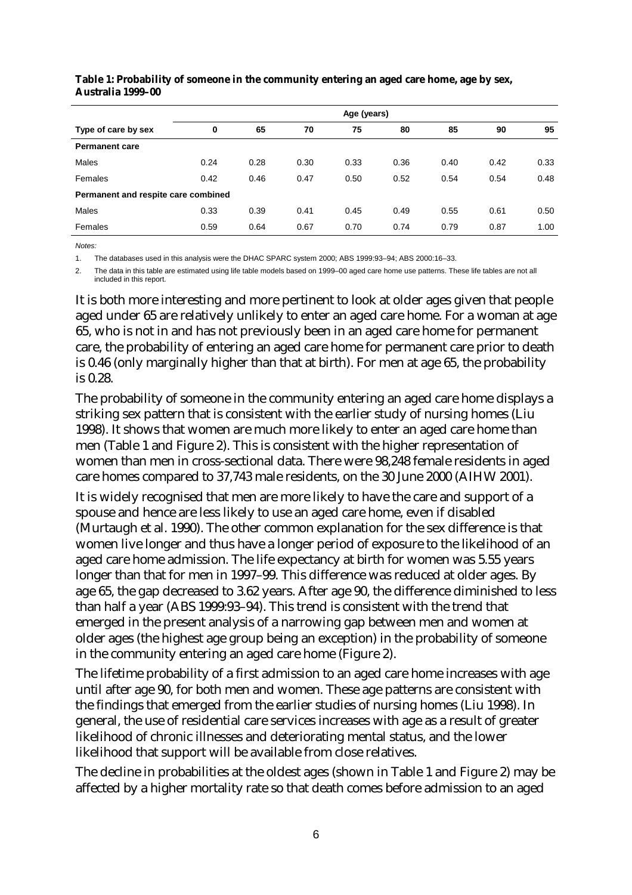**Table 1: Probability of someone in the community entering an aged care home, age by sex, Australia 1999–00**

| | Age (years) | | | | | | | |
|---|---|---|---|---|---|---|---|---|
| **Type of care by sex** | **0** | **65** | **70** | **75** | **80** | **85** | **90** | **95** |
| **Permanent care** | | | | | | | | |
| Males | 0.24 | 0.28 | 0.30 | 0.33 | 0.36 | 0.40 | 0.42 | 0.33 |
| Females | 0.42 | 0.46 | 0.47 | 0.50 | 0.52 | 0.54 | 0.54 | 0.48 |
| **Permanent and respite care combined** | | | | | | | | |
| Males | 0.33 | 0.39 | 0.41 | 0.45 | 0.49 | 0.55 | 0.61 | 0.50 |
| Females | 0.59 | 0.64 | 0.67 | 0.70 | 0.74 | 0.79 | 0.87 | 1.00 |

*Notes:*

1. The databases used in this analysis were the DHAC SPARC system 2000; ABS 1999:93–94; ABS 2000:16–33.
2. The data in this table are estimated using life table models based on 1999–00 aged care home use patterns. These life tables are not all included in this report.

It is both more interesting and more pertinent to look at older ages given that people aged under 65 are relatively unlikely to enter an aged care home. For a woman at age 65, who is not in and has not previously been in an aged care home for permanent care, the probability of entering an aged care home for permanent care prior to death is 0.46 (only marginally higher than that at birth). For men at age 65, the probability is 0.28.

The probability of someone in the community entering an aged care home displays a striking sex pattern that is consistent with the earlier study of nursing homes (Liu 1998). It shows that women are much more likely to enter an aged care home than men (Table 1 and Figure 2). This is consistent with the higher representation of women than men in cross-sectional data. There were 98,248 female residents in aged care homes compared to 37,743 male residents, on the 30 June 2000 (AIHW 2001).

It is widely recognised that men are more likely to have the care and support of a spouse and hence are less likely to use an aged care home, even if disabled (Murtaugh et al. 1990). The other common explanation for the sex difference is that women live longer and thus have a longer period of exposure to the likelihood of an aged care home admission. The life expectancy at birth for women was 5.55 years longer than that for men in 1997–99. This difference was reduced at older ages. By age 65, the gap decreased to 3.62 years. After age 90, the difference diminished to less than half a year (ABS 1999:93–94). This trend is consistent with the trend that emerged in the present analysis of a narrowing gap between men and women at older ages (the highest age group being an exception) in the probability of someone in the community entering an aged care home (Figure 2).

The lifetime probability of a first admission to an aged care home increases with age until after age 90, for both men and women. These age patterns are consistent with the findings that emerged from the earlier studies of nursing homes (Liu 1998). In general, the use of residential care services increases with age as a result of greater likelihood of chronic illnesses and deteriorating mental status, and the lower likelihood that support will be available from close relatives.

The decline in probabilities at the oldest ages (shown in Table 1 and Figure 2) may be affected by a higher mortality rate so that death comes before admission to an aged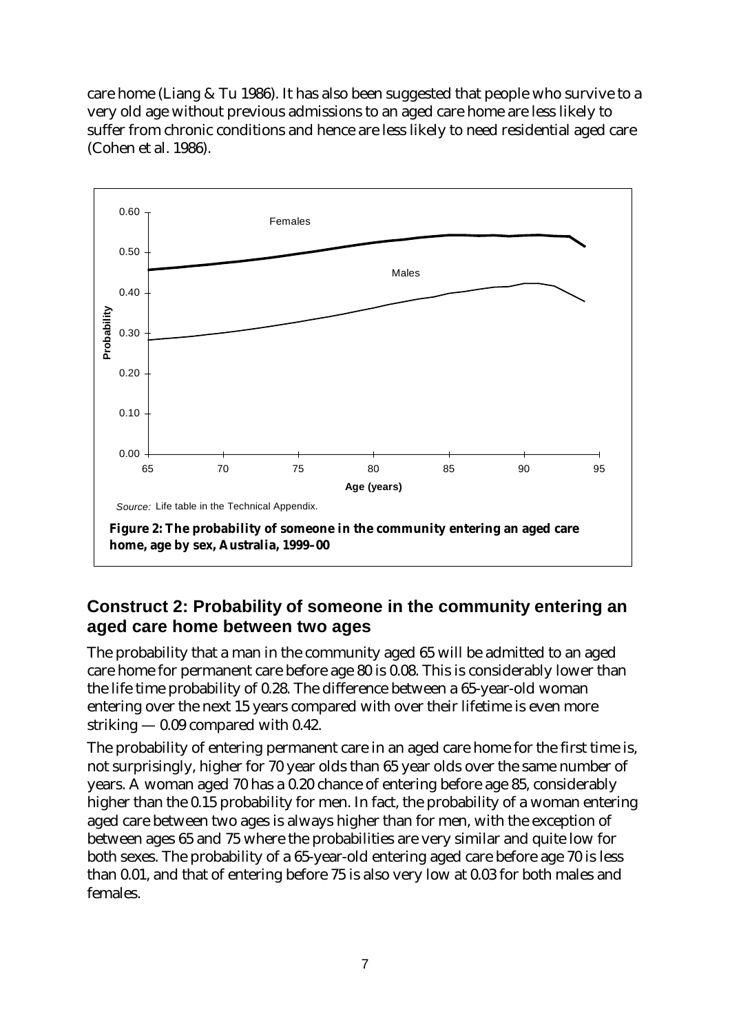care home (Liang & Tu 1986). It has also been suggested that people who survive to a very old age without previous admissions to an aged care home are less likely to suffer from chronic conditions and hence are less likely to need residential aged care (Cohen et al. 1986).

*Source:* Life table in the Technical Appendix.

**Figure 2: The probability of someone in the community entering an aged care home, age by sex, Australia, 1999–00**

## Construct 2: Probability of someone in the community entering an aged care home between two ages

The probability that a man in the community aged 65 will be admitted to an aged care home for permanent care before age 80 is 0.08. This is considerably lower than the life time probability of 0.28. The difference between a 65-year-old woman entering over the next 15 years compared with over their lifetime is even more striking — 0.09 compared with 0.42.

The probability of entering permanent care in an aged care home for the first time is, not surprisingly, higher for 70 year olds than 65 year olds over the same number of years. A woman aged 70 has a 0.20 chance of entering before age 85, considerably higher than the 0.15 probability for men. In fact, the probability of a woman entering aged care between two ages is always higher than for men, with the exception of between ages 65 and 75 where the probabilities are very similar and quite low for both sexes. The probability of a 65-year-old entering aged care before age 70 is less than 0.01, and that of entering before 75 is also very low at 0.03 for both males and females.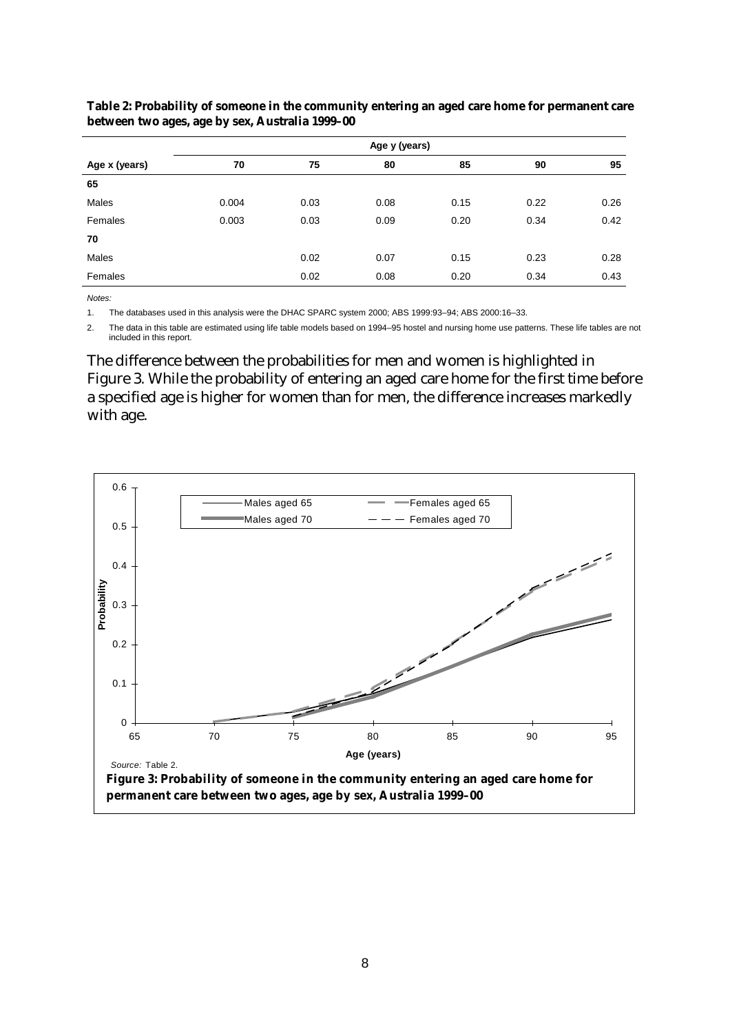**Table 2: Probability of someone in the community entering an aged care home for permanent care between two ages, age by sex, Australia 1999–00**

| | Age y (years) | | | | | |
|---|---|---|---|---|---|---|
| **Age x (years)** | **70** | **75** | **80** | **85** | **90** | **95** |
| **65** | | | | | | |
| Males | 0.004 | 0.03 | 0.08 | 0.15 | 0.22 | 0.26 |
| Females | 0.003 | 0.03 | 0.09 | 0.20 | 0.34 | 0.42 |
| **70** | | | | | | |
| Males | | 0.02 | 0.07 | 0.15 | 0.23 | 0.28 |
| Females | | 0.02 | 0.08 | 0.20 | 0.34 | 0.43 |

*Notes:*

1. The databases used in this analysis were the DHAC SPARC system 2000; ABS 1999:93–94; ABS 2000:16–33.
2. The data in this table are estimated using life table models based on 1994–95 hostel and nursing home use patterns. These life tables are not included in this report.

The difference between the probabilities for men and women is highlighted in Figure 3. While the probability of entering an aged care home for the first time before a specified age is higher for women than for men, the difference increases markedly with age.

*Source:* Table 2.

**Figure 3: Probability of someone in the community entering an aged care home for permanent care between two ages, age by sex, Australia 1999–00**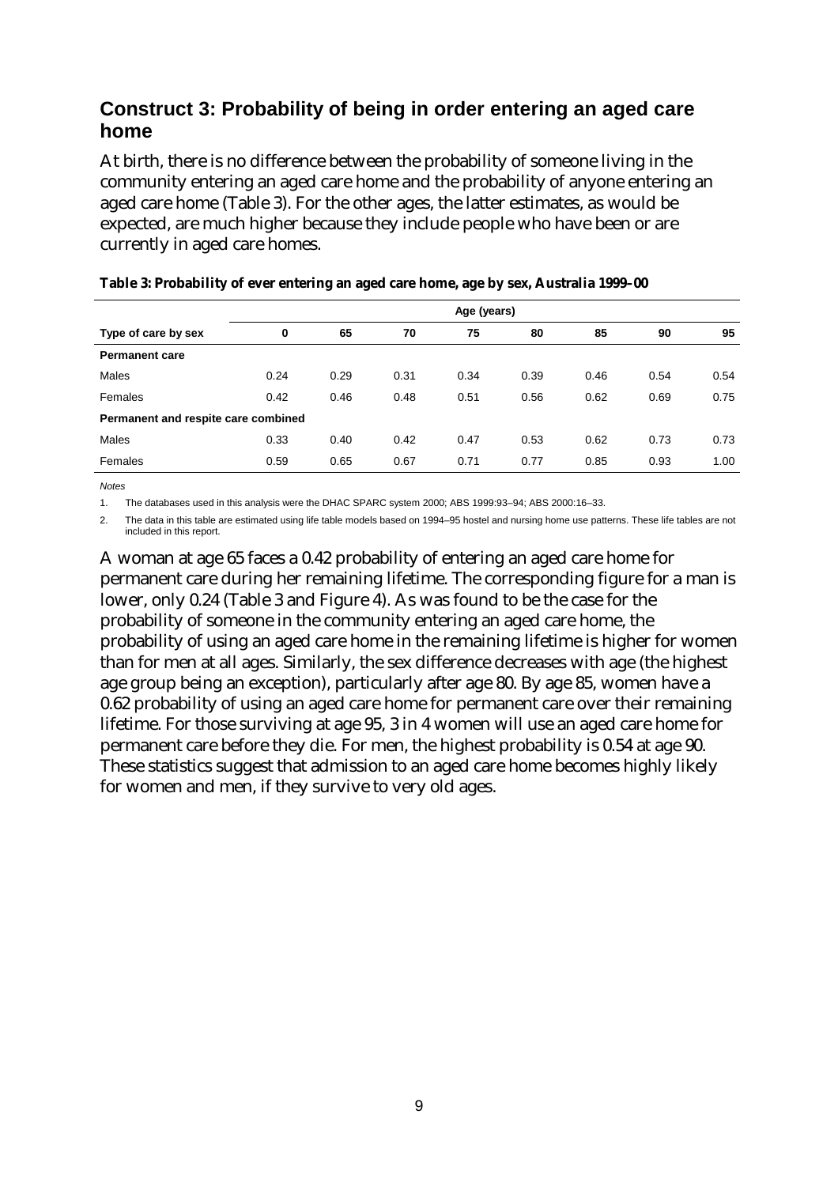## Construct 3: Probability of being in order entering an aged care home

At birth, there is no difference between the probability of someone living in the community entering an aged care home and the probability of anyone entering an aged care home (Table 3). For the other ages, the latter estimates, as would be expected, are much higher because they include people who have been or are currently in aged care homes.

**Table 3: Probability of ever entering an aged care home, age by sex, Australia 1999–00**

| | Age (years) | | | | | | | |
|---|---|---|---|---|---|---|---|---|
| **Type of care by sex** | **0** | **65** | **70** | **75** | **80** | **85** | **90** | **95** |
| **Permanent care** | | | | | | | | |
| Males | 0.24 | 0.29 | 0.31 | 0.34 | 0.39 | 0.46 | 0.54 | 0.54 |
| Females | 0.42 | 0.46 | 0.48 | 0.51 | 0.56 | 0.62 | 0.69 | 0.75 |
| **Permanent and respite care combined** | | | | | | | | |
| Males | 0.33 | 0.40 | 0.42 | 0.47 | 0.53 | 0.62 | 0.73 | 0.73 |
| Females | 0.59 | 0.65 | 0.67 | 0.71 | 0.77 | 0.85 | 0.93 | 1.00 |

*Notes*

1. The databases used in this analysis were the DHAC SPARC system 2000; ABS 1999:93–94; ABS 2000:16–33.
2. The data in this table are estimated using life table models based on 1994–95 hostel and nursing home use patterns. These life tables are not included in this report.

A woman at age 65 faces a 0.42 probability of entering an aged care home for permanent care during her remaining lifetime. The corresponding figure for a man is lower, only 0.24 (Table 3 and Figure 4). As was found to be the case for the probability of someone in the community entering an aged care home, the probability of using an aged care home in the remaining lifetime is higher for women than for men at all ages. Similarly, the sex difference decreases with age (the highest age group being an exception), particularly after age 80. By age 85, women have a 0.62 probability of using an aged care home for permanent care over their remaining lifetime. For those surviving at age 95, 3 in 4 women will use an aged care home for permanent care before they die. For men, the highest probability is 0.54 at age 90. These statistics suggest that admission to an aged care home becomes highly likely for women and men, if they survive to very old ages.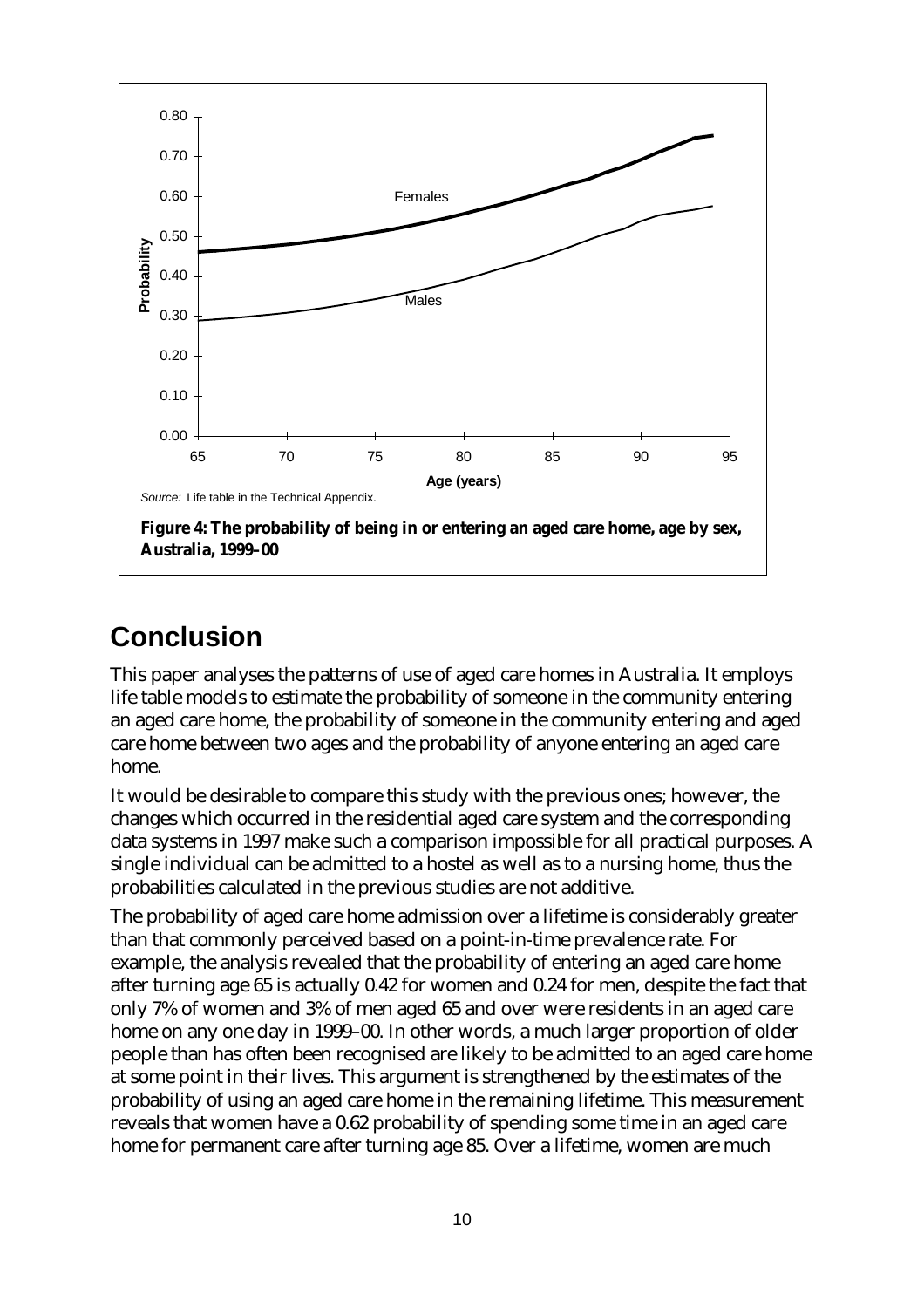Source: Life table in the Technical Appendix.

**Figure 4: The probability of being in or entering an aged care home, age by sex, Australia, 1999–00**

## Conclusion

This paper analyses the patterns of use of aged care homes in Australia. It employs life table models to estimate the probability of someone in the community entering an aged care home, the probability of someone in the community entering and aged care home between two ages and the probability of anyone entering an aged care home.

It would be desirable to compare this study with the previous ones; however, the changes which occurred in the residential aged care system and the corresponding data systems in 1997 make such a comparison impossible for all practical purposes. A single individual can be admitted to a hostel as well as to a nursing home, thus the probabilities calculated in the previous studies are not additive.

The probability of aged care home admission over a lifetime is considerably greater than that commonly perceived based on a point-in-time prevalence rate. For example, the analysis revealed that the probability of entering an aged care home after turning age 65 is actually 0.42 for women and 0.24 for men, despite the fact that only 7% of women and 3% of men aged 65 and over were residents in an aged care home on any one day in 1999–00. In other words, a much larger proportion of older people than has often been recognised are likely to be admitted to an aged care home at some point in their lives. This argument is strengthened by the estimates of the probability of using an aged care home in the remaining lifetime. This measurement reveals that women have a 0.62 probability of spending some time in an aged care home for permanent care after turning age 85. Over a lifetime, women are much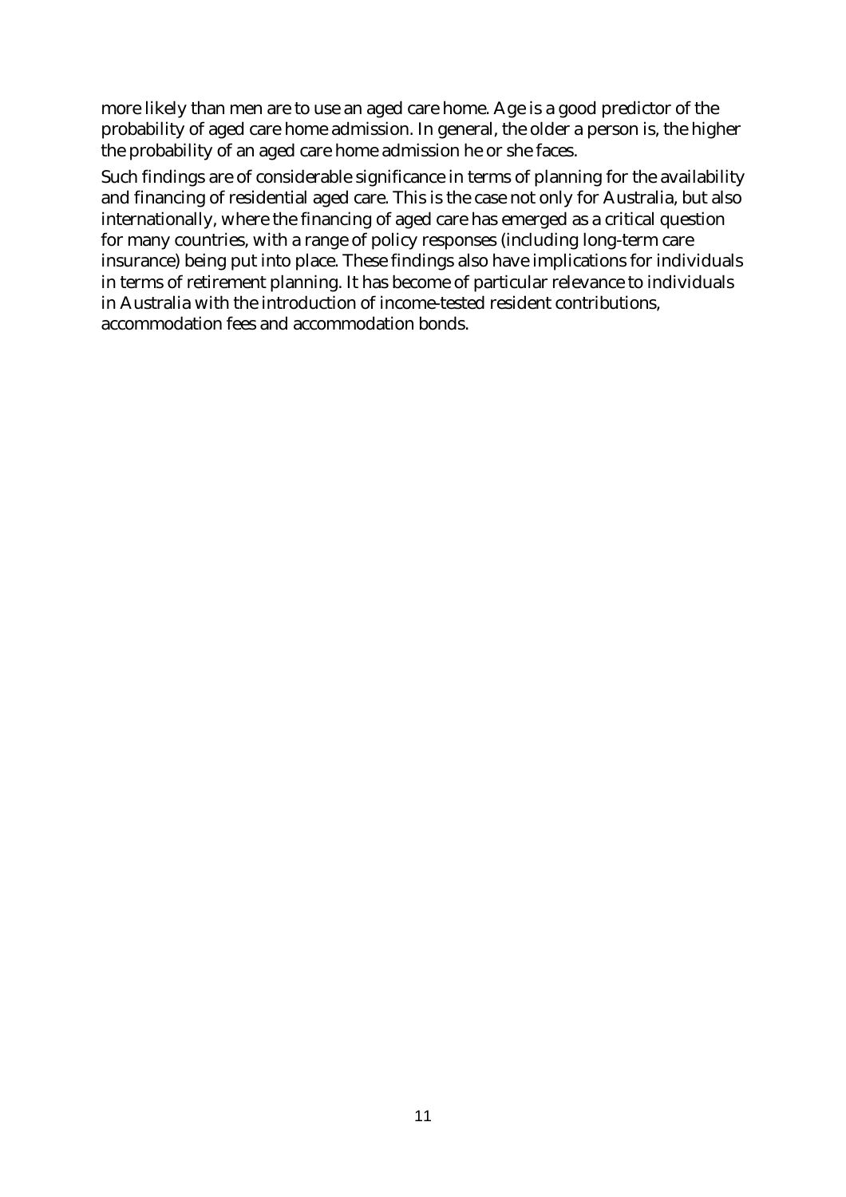more likely than men are to use an aged care home. Age is a good predictor of the probability of aged care home admission. In general, the older a person is, the higher the probability of an aged care home admission he or she faces.

Such findings are of considerable significance in terms of planning for the availability and financing of residential aged care. This is the case not only for Australia, but also internationally, where the financing of aged care has emerged as a critical question for many countries, with a range of policy responses (including long-term care insurance) being put into place. These findings also have implications for individuals in terms of retirement planning. It has become of particular relevance to individuals in Australia with the introduction of income-tested resident contributions, accommodation fees and accommodation bonds.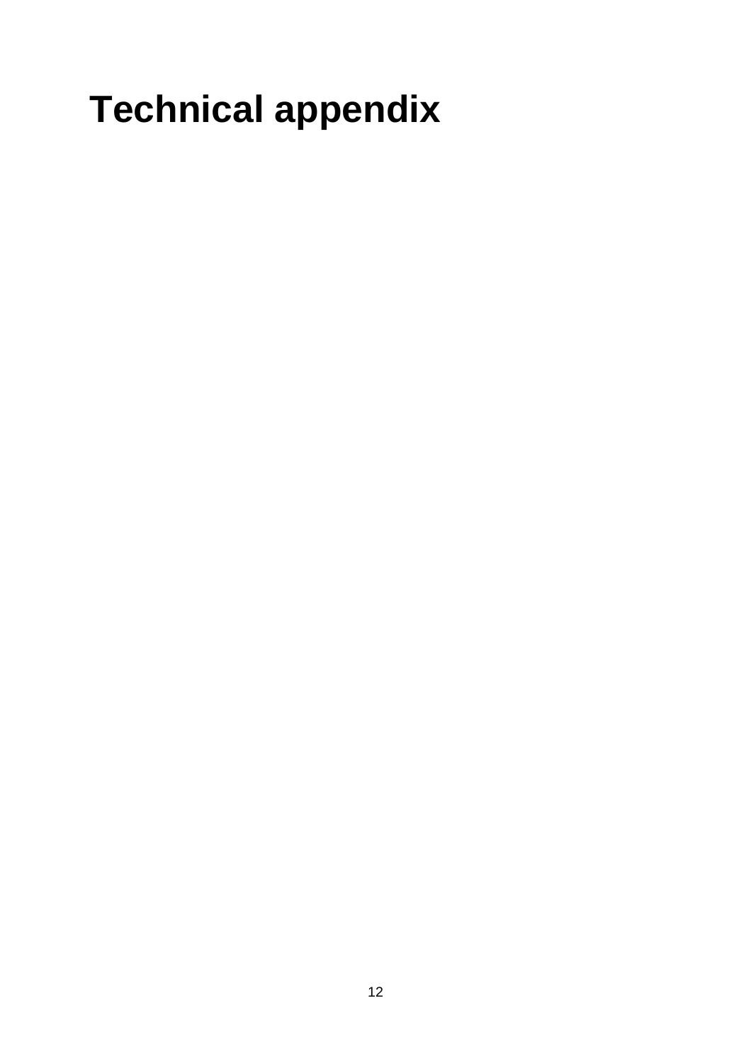# Technical appendix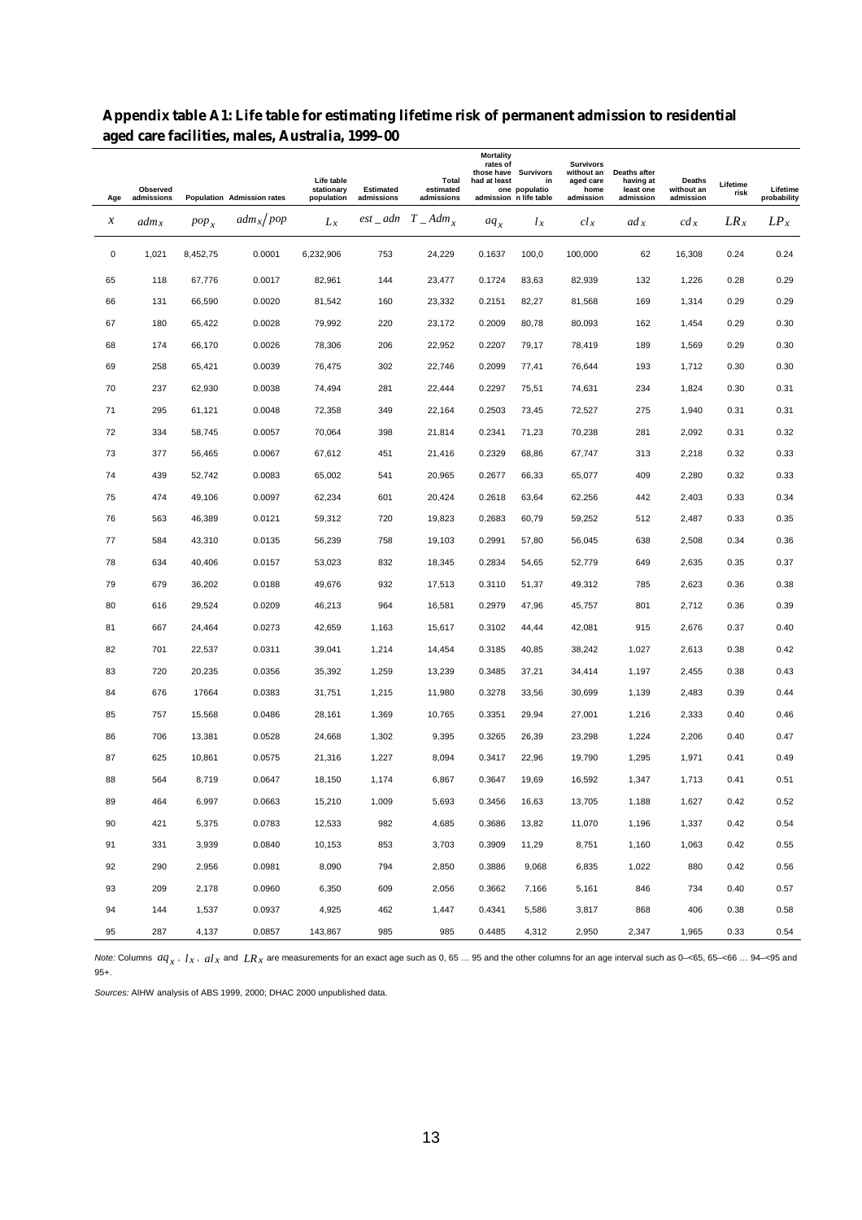**Appendix table A1: Life table for estimating lifetime risk of permanent admission to residential aged care facilities, males, Australia, 1999–00**

| Age | Observed admissions | Population | Admission rates | Life table stationary population | Estimated admissions | Total estimated admissions | Mortality rates of those have had at least one admission | Survivors in population life table | Survivors without an aged care home admission | Deaths after having at least one admission | Deaths without an admission | Lifetime risk | Lifetime probability |
|---|---|---|---|---|---|---|---|---|---|---|---|---|---|
| $x$ | $adm_x$ | $pop_x$ | $adm_x/pop$ | $L_x$ | $est\_adn$ | $T\_Adm_x$ | $aq_x$ | $l_x$ | $cl_x$ | $ad_x$ | $cd_x$ | $LR_x$ | $LP_x$ |
| 0 | 1,021 | 8,452,75 | 0.0001 | 6,232,906 | 753 | 24,229 | 0.1637 | 100,0 | 100,000 | 62 | 16,308 | 0.24 | 0.24 |
| 65 | 118 | 67,776 | 0.0017 | 82,961 | 144 | 23,477 | 0.1724 | 83,63 | 82,939 | 132 | 1,226 | 0.28 | 0.29 |
| 66 | 131 | 66,590 | 0.0020 | 81,542 | 160 | 23,332 | 0.2151 | 82,27 | 81,568 | 169 | 1,314 | 0.29 | 0.29 |
| 67 | 180 | 65,422 | 0.0028 | 79,992 | 220 | 23,172 | 0.2009 | 80,78 | 80,093 | 162 | 1,454 | 0.29 | 0.30 |
| 68 | 174 | 66,170 | 0.0026 | 78,306 | 206 | 22,952 | 0.2207 | 79,17 | 78,419 | 189 | 1,569 | 0.29 | 0.30 |
| 69 | 258 | 65,421 | 0.0039 | 76,475 | 302 | 22,746 | 0.2099 | 77,41 | 76,644 | 193 | 1,712 | 0.30 | 0.30 |
| 70 | 237 | 62,930 | 0.0038 | 74,494 | 281 | 22,444 | 0.2297 | 75,51 | 74,631 | 234 | 1,824 | 0.30 | 0.31 |
| 71 | 295 | 61,121 | 0.0048 | 72,358 | 349 | 22,164 | 0.2503 | 73,45 | 72,527 | 275 | 1,940 | 0.31 | 0.31 |
| 72 | 334 | 58,745 | 0.0057 | 70,064 | 398 | 21,814 | 0.2341 | 71,23 | 70,238 | 281 | 2,092 | 0.31 | 0.32 |
| 73 | 377 | 56,465 | 0.0067 | 67,612 | 451 | 21,416 | 0.2329 | 68,86 | 67,747 | 313 | 2,218 | 0.32 | 0.33 |
| 74 | 439 | 52,742 | 0.0083 | 65,002 | 541 | 20,965 | 0.2677 | 66,33 | 65,077 | 409 | 2,280 | 0.32 | 0.33 |
| 75 | 474 | 49,106 | 0.0097 | 62,234 | 601 | 20,424 | 0.2618 | 63,64 | 62,256 | 442 | 2,403 | 0.33 | 0.34 |
| 76 | 563 | 46,389 | 0.0121 | 59,312 | 720 | 19,823 | 0.2683 | 60,79 | 59,252 | 512 | 2,487 | 0.33 | 0.35 |
| 77 | 584 | 43,310 | 0.0135 | 56,239 | 758 | 19,103 | 0.2991 | 57,80 | 56,045 | 638 | 2,508 | 0.34 | 0.36 |
| 78 | 634 | 40,406 | 0.0157 | 53,023 | 832 | 18,345 | 0.2834 | 54,65 | 52,779 | 649 | 2,635 | 0.35 | 0.37 |
| 79 | 679 | 36,202 | 0.0188 | 49,676 | 932 | 17,513 | 0.3110 | 51,37 | 49,312 | 785 | 2,623 | 0.36 | 0.38 |
| 80 | 616 | 29,524 | 0.0209 | 46,213 | 964 | 16,581 | 0.2979 | 47,96 | 45,757 | 801 | 2,712 | 0.36 | 0.39 |
| 81 | 667 | 24,464 | 0.0273 | 42,659 | 1,163 | 15,617 | 0.3102 | 44,44 | 42,081 | 915 | 2,676 | 0.37 | 0.40 |
| 82 | 701 | 22,537 | 0.0311 | 39,041 | 1,214 | 14,454 | 0.3185 | 40,85 | 38,242 | 1,027 | 2,613 | 0.38 | 0.42 |
| 83 | 720 | 20,235 | 0.0356 | 35,392 | 1,259 | 13,239 | 0.3485 | 37,21 | 34,414 | 1,197 | 2,455 | 0.38 | 0.43 |
| 84 | 676 | 17664 | 0.0383 | 31,751 | 1,215 | 11,980 | 0.3278 | 33,56 | 30,699 | 1,139 | 2,483 | 0.39 | 0.44 |
| 85 | 757 | 15,568 | 0.0486 | 28,161 | 1,369 | 10,765 | 0.3351 | 29,94 | 27,001 | 1,216 | 2,333 | 0.40 | 0.46 |
| 86 | 706 | 13,381 | 0.0528 | 24,668 | 1,302 | 9,395 | 0.3265 | 26,39 | 23,298 | 1,224 | 2,206 | 0.40 | 0.47 |
| 87 | 625 | 10,861 | 0.0575 | 21,316 | 1,227 | 8,094 | 0.3417 | 22,96 | 19,790 | 1,295 | 1,971 | 0.41 | 0.49 |
| 88 | 564 | 8,719 | 0.0647 | 18,150 | 1,174 | 6,867 | 0.3647 | 19,69 | 16,592 | 1,347 | 1,713 | 0.41 | 0.51 |
| 89 | 464 | 6,997 | 0.0663 | 15,210 | 1,009 | 5,693 | 0.3456 | 16,63 | 13,705 | 1,188 | 1,627 | 0.42 | 0.52 |
| 90 | 421 | 5,375 | 0.0783 | 12,533 | 982 | 4,685 | 0.3686 | 13,82 | 11,070 | 1,196 | 1,337 | 0.42 | 0.54 |
| 91 | 331 | 3,939 | 0.0840 | 10,153 | 853 | 3,703 | 0.3909 | 11,29 | 8,751 | 1,160 | 1,063 | 0.42 | 0.55 |
| 92 | 290 | 2,956 | 0.0981 | 8,090 | 794 | 2,850 | 0.3886 | 9,068 | 6,835 | 1,022 | 880 | 0.42 | 0.56 |
| 93 | 209 | 2,178 | 0.0960 | 6,350 | 609 | 2,056 | 0.3662 | 7,166 | 5,161 | 846 | 734 | 0.40 | 0.57 |
| 94 | 144 | 1,537 | 0.0937 | 4,925 | 462 | 1,447 | 0.4341 | 5,586 | 3,817 | 868 | 406 | 0.38 | 0.58 |
| 95 | 287 | 4,137 | 0.0857 | 143,867 | 985 | 985 | 0.4485 | 4,312 | 2,950 | 2,347 | 1,965 | 0.33 | 0.54 |

*Note:* Columns $aq_x$, $l_x$, $al_x$ and $LR_x$ are measurements for an exact age such as 0, 65 … 95 and the other columns for an age interval such as 0–<65, 65–<66 … 94–<95 and 95+.

*Sources:* AIHW analysis of ABS 1999, 2000; DHAC 2000 unpublished data.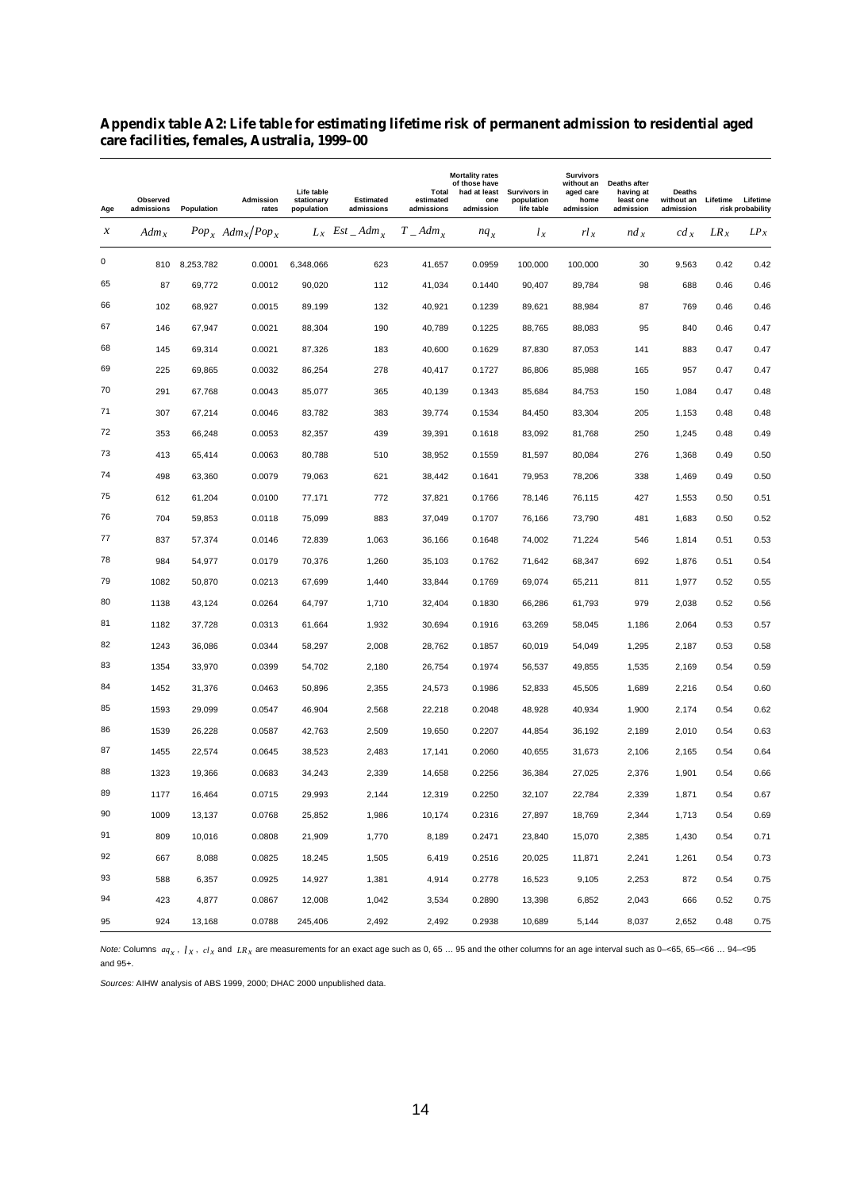**Appendix table A2: Life table for estimating lifetime risk of permanent admission to residential aged care facilities, females, Australia, 1999–00**

| Age | Observed admissions | Population | Admission rates | Life table stationary population | Estimated admissions | Total estimated admissions | Mortality rates of those have had at least one admission | Survivors in population life table | Survivors without an aged care home admission | Deaths after having at least one admission | Deaths without an admission | Lifetime | Lifetime risk probability |
|---|---|---|---|---|---|---|---|---|---|---|---|---|---|
| $x$ | $Adm_x$ | $Pop_x$ | $Adm_x/Pop_x$ | $L_x$ | $Est\_Adm_x$ | $T\_Adm_x$ | $nq_x$ | $l_x$ | $rl_x$ | $nd_x$ | $cd_x$ | $LR_x$ | $LP_x$ |
| 0 | 810 | 8,253,782 | 0.0001 | 6,348,066 | 623 | 41,657 | 0.0959 | 100,000 | 100,000 | 30 | 9,563 | 0.42 | 0.42 |
| 65 | 87 | 69,772 | 0.0012 | 90,020 | 112 | 41,034 | 0.1440 | 90,407 | 89,784 | 98 | 688 | 0.46 | 0.46 |
| 66 | 102 | 68,927 | 0.0015 | 89,199 | 132 | 40,921 | 0.1239 | 89,621 | 88,984 | 87 | 769 | 0.46 | 0.46 |
| 67 | 146 | 67,947 | 0.0021 | 88,304 | 190 | 40,789 | 0.1225 | 88,765 | 88,083 | 95 | 840 | 0.46 | 0.47 |
| 68 | 145 | 69,314 | 0.0021 | 87,326 | 183 | 40,600 | 0.1629 | 87,830 | 87,053 | 141 | 883 | 0.47 | 0.47 |
| 69 | 225 | 69,865 | 0.0032 | 86,254 | 278 | 40,417 | 0.1727 | 86,806 | 85,988 | 165 | 957 | 0.47 | 0.47 |
| 70 | 291 | 67,768 | 0.0043 | 85,077 | 365 | 40,139 | 0.1343 | 85,684 | 84,753 | 150 | 1,084 | 0.47 | 0.48 |
| 71 | 307 | 67,214 | 0.0046 | 83,782 | 383 | 39,774 | 0.1534 | 84,450 | 83,304 | 205 | 1,153 | 0.48 | 0.48 |
| 72 | 353 | 66,248 | 0.0053 | 82,357 | 439 | 39,391 | 0.1618 | 83,092 | 81,768 | 250 | 1,245 | 0.48 | 0.49 |
| 73 | 413 | 65,414 | 0.0063 | 80,788 | 510 | 38,952 | 0.1559 | 81,597 | 80,084 | 276 | 1,368 | 0.49 | 0.50 |
| 74 | 498 | 63,360 | 0.0079 | 79,063 | 621 | 38,442 | 0.1641 | 79,953 | 78,206 | 338 | 1,469 | 0.49 | 0.50 |
| 75 | 612 | 61,204 | 0.0100 | 77,171 | 772 | 37,821 | 0.1766 | 78,146 | 76,115 | 427 | 1,553 | 0.50 | 0.51 |
| 76 | 704 | 59,853 | 0.0118 | 75,099 | 883 | 37,049 | 0.1707 | 76,166 | 73,790 | 481 | 1,683 | 0.50 | 0.52 |
| 77 | 837 | 57,374 | 0.0146 | 72,839 | 1,063 | 36,166 | 0.1648 | 74,002 | 71,224 | 546 | 1,814 | 0.51 | 0.53 |
| 78 | 984 | 54,977 | 0.0179 | 70,376 | 1,260 | 35,103 | 0.1762 | 71,642 | 68,347 | 692 | 1,876 | 0.51 | 0.54 |
| 79 | 1082 | 50,870 | 0.0213 | 67,699 | 1,440 | 33,844 | 0.1769 | 69,074 | 65,211 | 811 | 1,977 | 0.52 | 0.55 |
| 80 | 1138 | 43,124 | 0.0264 | 64,797 | 1,710 | 32,404 | 0.1830 | 66,286 | 61,793 | 979 | 2,038 | 0.52 | 0.56 |
| 81 | 1182 | 37,728 | 0.0313 | 61,664 | 1,932 | 30,694 | 0.1916 | 63,269 | 58,045 | 1,186 | 2,064 | 0.53 | 0.57 |
| 82 | 1243 | 36,086 | 0.0344 | 58,297 | 2,008 | 28,762 | 0.1857 | 60,019 | 54,049 | 1,295 | 2,187 | 0.53 | 0.58 |
| 83 | 1354 | 33,970 | 0.0399 | 54,702 | 2,180 | 26,754 | 0.1974 | 56,537 | 49,855 | 1,535 | 2,169 | 0.54 | 0.59 |
| 84 | 1452 | 31,376 | 0.0463 | 50,896 | 2,355 | 24,573 | 0.1986 | 52,833 | 45,505 | 1,689 | 2,216 | 0.54 | 0.60 |
| 85 | 1593 | 29,099 | 0.0547 | 46,904 | 2,568 | 22,218 | 0.2048 | 48,928 | 40,934 | 1,900 | 2,174 | 0.54 | 0.62 |
| 86 | 1539 | 26,228 | 0.0587 | 42,763 | 2,509 | 19,650 | 0.2207 | 44,854 | 36,192 | 2,189 | 2,010 | 0.54 | 0.63 |
| 87 | 1455 | 22,574 | 0.0645 | 38,523 | 2,483 | 17,141 | 0.2060 | 40,655 | 31,673 | 2,106 | 2,165 | 0.54 | 0.64 |
| 88 | 1323 | 19,366 | 0.0683 | 34,243 | 2,339 | 14,658 | 0.2256 | 36,384 | 27,025 | 2,376 | 1,901 | 0.54 | 0.66 |
| 89 | 1177 | 16,464 | 0.0715 | 29,993 | 2,144 | 12,319 | 0.2250 | 32,107 | 22,784 | 2,339 | 1,871 | 0.54 | 0.67 |
| 90 | 1009 | 13,137 | 0.0768 | 25,852 | 1,986 | 10,174 | 0.2316 | 27,897 | 18,769 | 2,344 | 1,713 | 0.54 | 0.69 |
| 91 | 809 | 10,016 | 0.0808 | 21,909 | 1,770 | 8,189 | 0.2471 | 23,840 | 15,070 | 2,385 | 1,430 | 0.54 | 0.71 |
| 92 | 667 | 8,088 | 0.0825 | 18,245 | 1,505 | 6,419 | 0.2516 | 20,025 | 11,871 | 2,241 | 1,261 | 0.54 | 0.73 |
| 93 | 588 | 6,357 | 0.0925 | 14,927 | 1,381 | 4,914 | 0.2778 | 16,523 | 9,105 | 2,253 | 872 | 0.54 | 0.75 |
| 94 | 423 | 4,877 | 0.0867 | 12,008 | 1,042 | 3,534 | 0.2890 | 13,398 | 6,852 | 2,043 | 666 | 0.52 | 0.75 |
| 95 | 924 | 13,168 | 0.0788 | 245,406 | 2,492 | 2,492 | 0.2938 | 10,689 | 5,144 | 8,037 | 2,652 | 0.48 | 0.75 |

*Note:* Columns $nq_x$, $l_x$, $cl_x$ and $LR_x$ are measurements for an exact age such as 0, 65 … 95 and the other columns for an age interval such as 0–<65, 65–<66 … 94–<95 and 95+.

*Sources:* AIHW analysis of ABS 1999, 2000; DHAC 2000 unpublished data.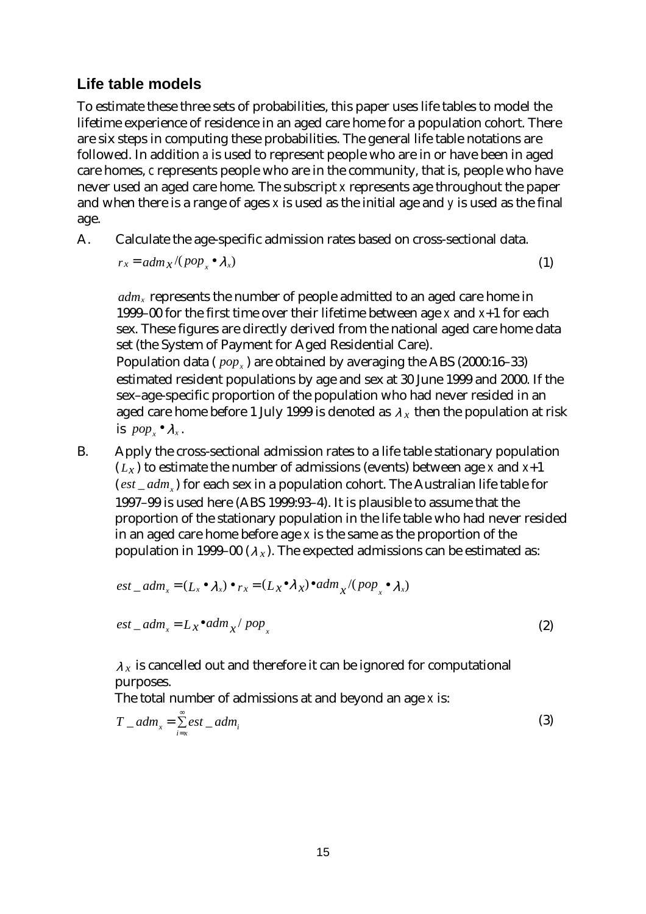## Life table models

To estimate these three sets of probabilities, this paper uses life tables to model the lifetime experience of residence in an aged care home for a population cohort. There are six steps in computing these probabilities. The general life table notations are followed. In addition *a* is used to represent people who are in or have been in aged care homes, *c* represents people who are in the community, that is, people who have never used an aged care home. The subscript *x* represents age throughout the paper and when there is a range of ages *x* is used as the initial age and *y* is used as the final age.

A. Calculate the age-specific admission rates based on cross-sectional data.

$$r_x = adm_x / (pop_x \bullet \lambda_x) \tag{1}$$

$adm_x$ represents the number of people admitted to an aged care home in 1999–00 for the first time over their lifetime between age *x* and *x*+1 for each sex. These figures are directly derived from the national aged care home data set (the System of Payment for Aged Residential Care).

Population data ( $pop_x$ ) are obtained by averaging the ABS (2000:16–33) estimated resident populations by age and sex at 30 June 1999 and 2000. If the sex–age-specific proportion of the population who had never resided in an aged care home before 1 July 1999 is denoted as $\lambda_x$ then the population at risk is $pop_x \bullet \lambda_x$.

B. Apply the cross-sectional admission rates to a life table stationary population ($L_x$) to estimate the number of admissions (events) between age *x* and *x*+1 ($est\_adm_x$) for each sex in a population cohort. The Australian life table for 1997–99 is used here (ABS 1999:93–4). It is plausible to assume that the proportion of the stationary population in the life table who had never resided in an aged care home before age *x* is the same as the proportion of the population in 1999–00 ($\lambda_x$). The expected admissions can be estimated as:

$$est\_adm_x = (L_x \bullet \lambda_x) \bullet r_x = (L_x \bullet \lambda_x) \bullet adm_x / (pop_x \bullet \lambda_x)$$

$$est\_adm_x = L_x \bullet adm_x / pop_x \tag{2}$$

$\lambda_x$ is cancelled out and therefore it can be ignored for computational purposes.

The total number of admissions at and beyond an age *x* is:

$$T\_adm_x = \sum_{i=x}^{\infty} est\_adm_i \tag{3}$$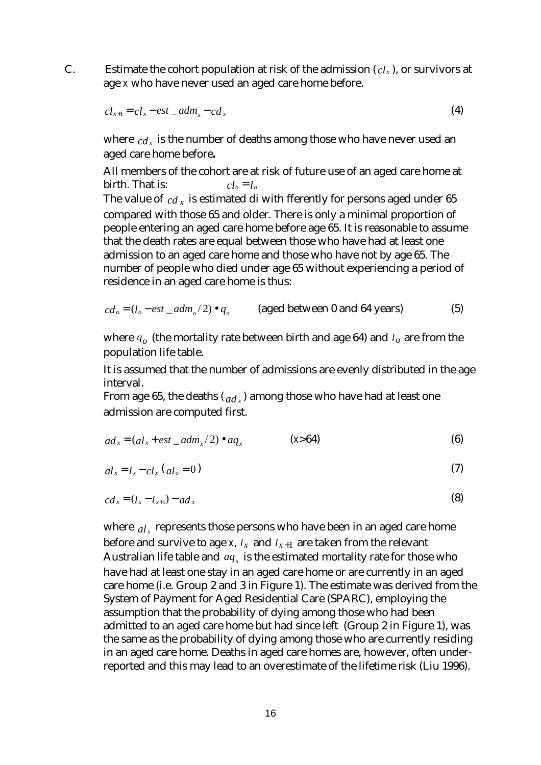C. Estimate the cohort population at risk of the admission ($cl_x$), or survivors at age $x$ who have never used an aged care home before.

$$cl_{x+1} = cl_x - est\_adm_x - cd_x \tag{4}$$

where $cd_x$ is the number of deaths among those who have never used an aged care home before**.**

All members of the cohort are at risk of future use of an aged care home at birth. That is: $cl_o = l_o$

The value of $cd_x$ is estimated di with fferently for persons aged under 65 compared with those 65 and older. There is only a minimal proportion of people entering an aged care home before age 65. It is reasonable to assume that the death rates are equal between those who have had at least one admission to an aged care home and those who have not by age 65. The number of people who died under age 65 without experiencing a period of residence in an aged care home is thus:

$$cd_o = (l_o - est\_adm_o / 2) \bullet q_o \qquad \text{(aged between 0 and 64 years)} \tag{5}$$

where $q_o$ (the mortality rate between birth and age 64) and $l_o$ are from the population life table.

It is assumed that the number of admissions are evenly distributed in the age interval.

From age 65, the deaths ($ad_x$) among those who have had at least one admission are computed first.

$$ad_x = (al_x + est\_adm_x / 2) \bullet aq_x \qquad (x>64) \tag{6}$$

$$al_x = l_x - cl_x \; (al_o = 0) \tag{7}$$

$$cd_x = (l_x - l_{x+1}) - ad_x \tag{8}$$

where $al_x$ represents those persons who have been in an aged care home before and survive to age $x$, $l_x$ and $l_{x+1}$ are taken from the relevant Australian life table and $aq_x$ is the estimated mortality rate for those who have had at least one stay in an aged care home or are currently in an aged care home (i.e. Group 2 and 3 in Figure 1). The estimate was derived from the System of Payment for Aged Residential Care (SPARC), employing the assumption that the probability of dying among those who had been admitted to an aged care home but had since left (Group 2 in Figure 1), was the same as the probability of dying among those who are currently residing in an aged care home. Deaths in aged care homes are, however, often under-reported and this may lead to an overestimate of the lifetime risk (Liu 1996).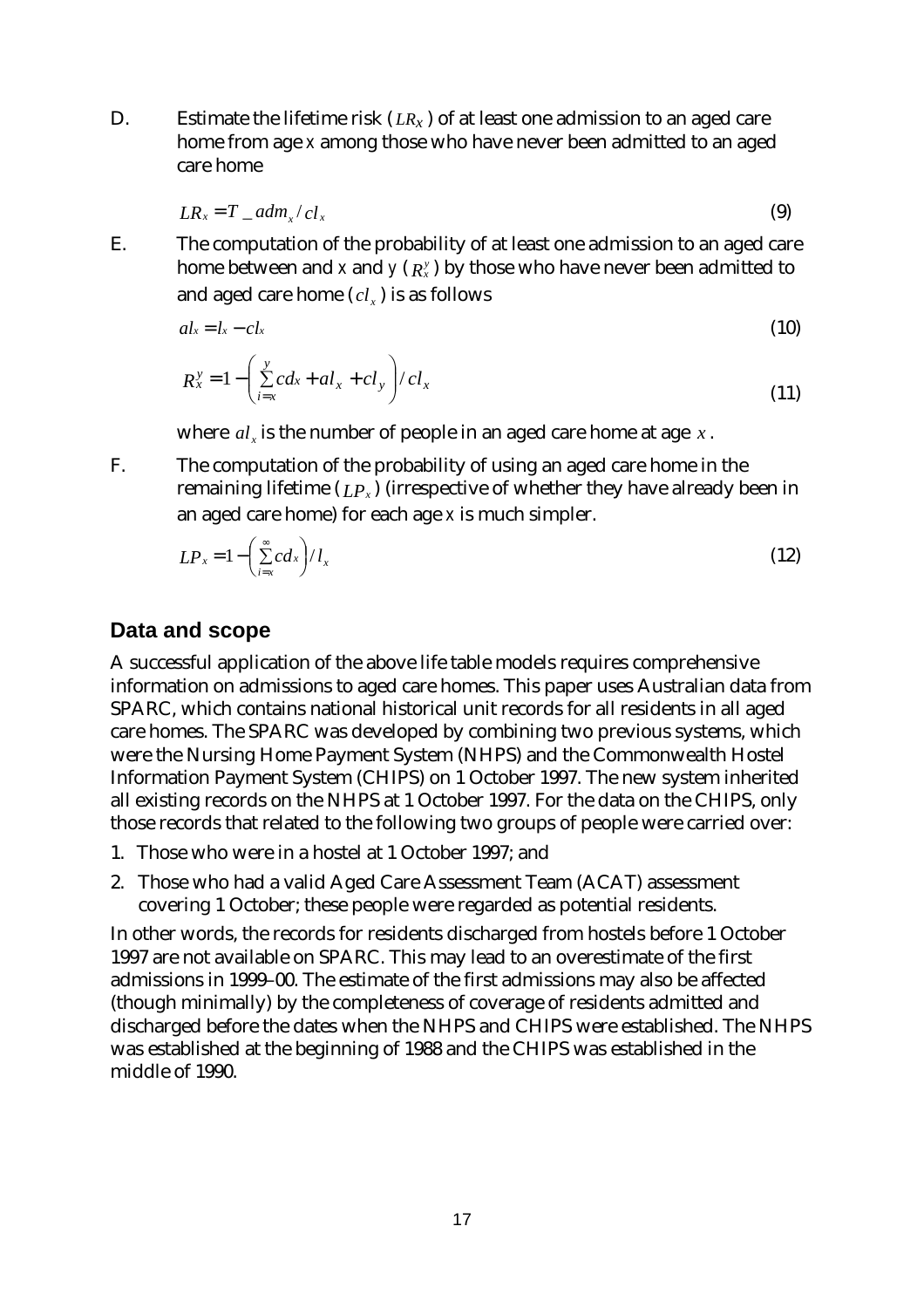D. Estimate the lifetime risk ($LR_X$) of at least one admission to an aged care home from age $x$ among those who have never been admitted to an aged care home

$$LR_x = T\_adm_x / cl_x \tag{9}$$

E. The computation of the probability of at least one admission to an aged care home between and $x$ and $y$ ($R_x^y$) by those who have never been admitted to and aged care home ($cl_x$) is as follows

$$al_x = l_x - cl_x \tag{10}$$

$$R_x^y = 1 - \left( \sum_{i=x}^{y} cd_x + al_x + cl_y \right) / cl_x \tag{11}$$

where $al_x$ is the number of people in an aged care home at age $x$.

F. The computation of the probability of using an aged care home in the remaining lifetime ($LP_x$) (irrespective of whether they have already been in an aged care home) for each age $x$ is much simpler.

$$LP_x = 1 - \left( \sum_{i=x}^{\infty} cd_x \right) / l_x \tag{12}$$

## Data and scope

A successful application of the above life table models requires comprehensive information on admissions to aged care homes. This paper uses Australian data from SPARC, which contains national historical unit records for all residents in all aged care homes. The SPARC was developed by combining two previous systems, which were the Nursing Home Payment System (NHPS) and the Commonwealth Hostel Information Payment System (CHIPS) on 1 October 1997. The new system inherited all existing records on the NHPS at 1 October 1997. For the data on the CHIPS, only those records that related to the following two groups of people were carried over:

1. Those who were in a hostel at 1 October 1997; and
2. Those who had a valid Aged Care Assessment Team (ACAT) assessment covering 1 October; these people were regarded as potential residents.

In other words, the records for residents discharged from hostels before 1 October 1997 are not available on SPARC. This may lead to an overestimate of the first admissions in 1999–00. The estimate of the first admissions may also be affected (though minimally) by the completeness of coverage of residents admitted and discharged before the dates when the NHPS and CHIPS were established. The NHPS was established at the beginning of 1988 and the CHIPS was established in the middle of 1990.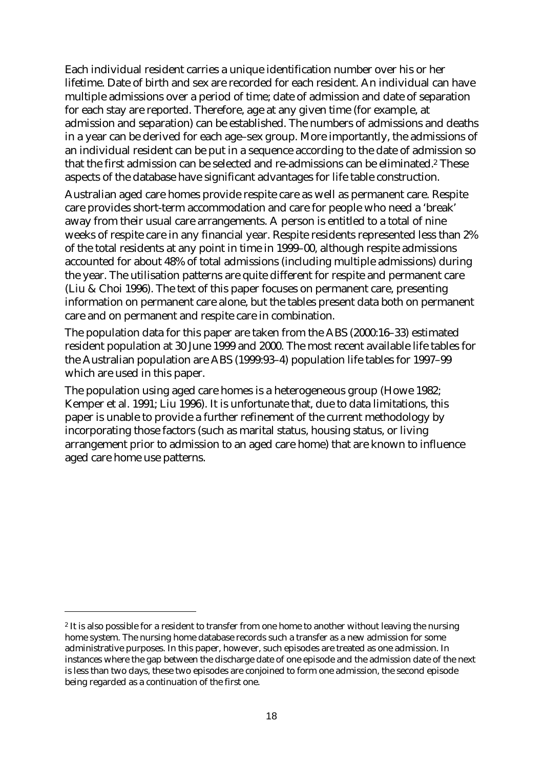Each individual resident carries a unique identification number over his or her lifetime. Date of birth and sex are recorded for each resident. An individual can have multiple admissions over a period of time; date of admission and date of separation for each stay are reported. Therefore, age at any given time (for example, at admission and separation) can be established. The numbers of admissions and deaths in a year can be derived for each age–sex group. More importantly, the admissions of an individual resident can be put in a sequence according to the date of admission so that the first admission can be selected and re-admissions can be eliminated.[2] These aspects of the database have significant advantages for life table construction.

Australian aged care homes provide respite care as well as permanent care. Respite care provides short-term accommodation and care for people who need a 'break' away from their usual care arrangements. A person is entitled to a total of nine weeks of respite care in any financial year. Respite residents represented less than 2% of the total residents at any point in time in 1999–00, although respite admissions accounted for about 48% of total admissions (including multiple admissions) during the year. The utilisation patterns are quite different for respite and permanent care (Liu & Choi 1996). The text of this paper focuses on permanent care, presenting information on permanent care alone, but the tables present data both on permanent care and on permanent and respite care in combination.

The population data for this paper are taken from the ABS (2000:16–33) estimated resident population at 30 June 1999 and 2000. The most recent available life tables for the Australian population are ABS (1999:93–4) population life tables for 1997–99 which are used in this paper.

The population using aged care homes is a heterogeneous group (Howe 1982; Kemper et al. 1991; Liu 1996). It is unfortunate that, due to data limitations, this paper is unable to provide a further refinement of the current methodology by incorporating those factors (such as marital status, housing status, or living arrangement prior to admission to an aged care home) that are known to influence aged care home use patterns.

---

[2] It is also possible for a resident to transfer from one home to another without leaving the nursing home system. The nursing home database records such a transfer as a new admission for some administrative purposes. In this paper, however, such episodes are treated as one admission. In instances where the gap between the discharge date of one episode and the admission date of the next is less than two days, these two episodes are conjoined to form one admission, the second episode being regarded as a continuation of the first one.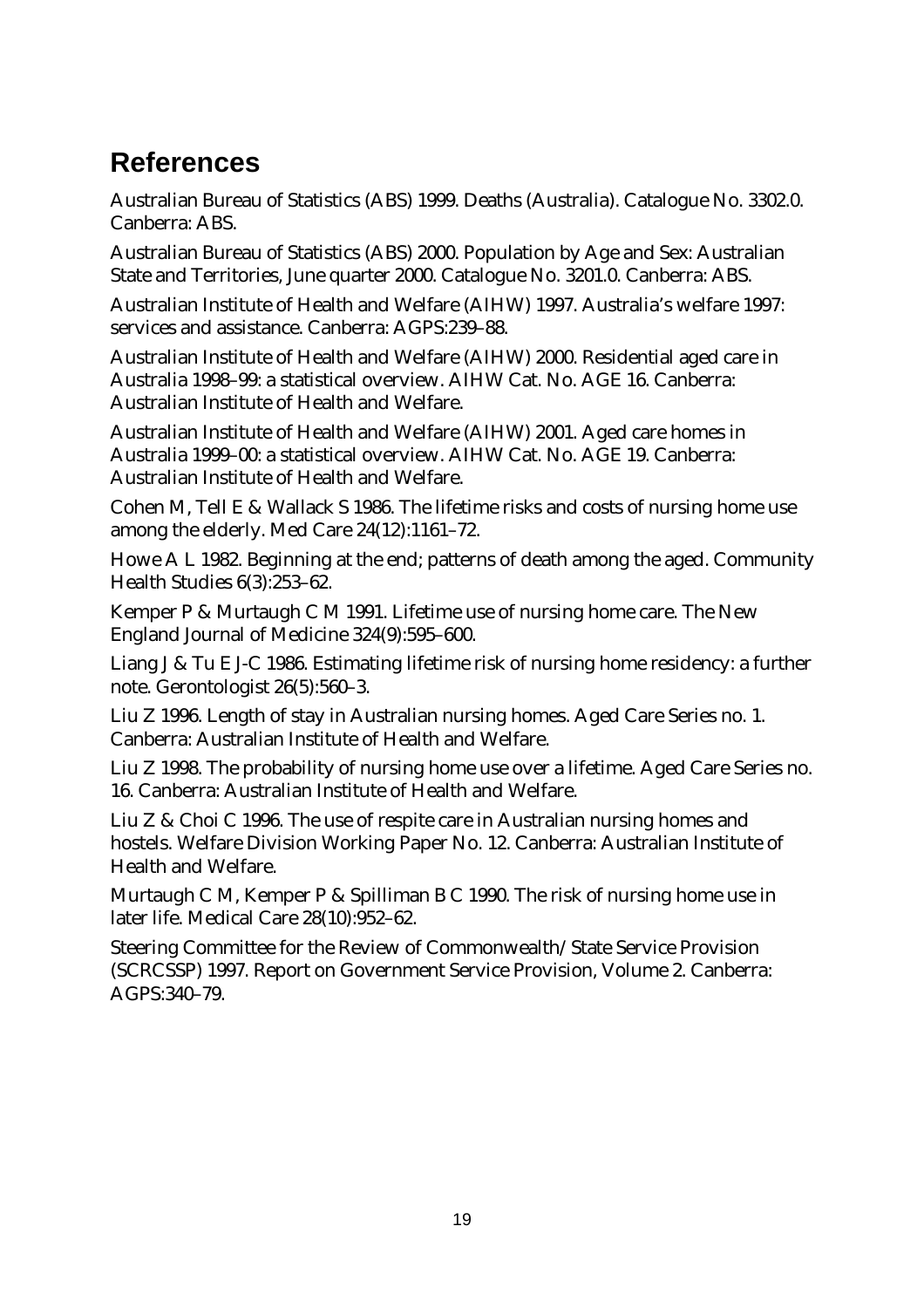## References

Australian Bureau of Statistics (ABS) 1999. Deaths (Australia). Catalogue No. 3302.0. Canberra: ABS.

Australian Bureau of Statistics (ABS) 2000. Population by Age and Sex: Australian State and Territories, June quarter 2000. Catalogue No. 3201.0. Canberra: ABS.

Australian Institute of Health and Welfare (AIHW) 1997. Australia's welfare 1997: services and assistance. Canberra: AGPS:239–88.

Australian Institute of Health and Welfare (AIHW) 2000. Residential aged care in Australia 1998–99: a statistical overview. AIHW Cat. No. AGE 16. Canberra: Australian Institute of Health and Welfare.

Australian Institute of Health and Welfare (AIHW) 2001. Aged care homes in Australia 1999–00: a statistical overview. AIHW Cat. No. AGE 19. Canberra: Australian Institute of Health and Welfare.

Cohen M, Tell E & Wallack S 1986. The lifetime risks and costs of nursing home use among the elderly. Med Care 24(12):1161–72.

Howe A L 1982. Beginning at the end; patterns of death among the aged. Community Health Studies 6(3):253–62.

Kemper P & Murtaugh C M 1991. Lifetime use of nursing home care. The New England Journal of Medicine 324(9):595–600.

Liang J & Tu E J-C 1986. Estimating lifetime risk of nursing home residency: a further note. Gerontologist 26(5):560–3.

Liu Z 1996. Length of stay in Australian nursing homes. Aged Care Series no. 1. Canberra: Australian Institute of Health and Welfare.

Liu Z 1998. The probability of nursing home use over a lifetime. Aged Care Series no. 16. Canberra: Australian Institute of Health and Welfare.

Liu Z & Choi C 1996. The use of respite care in Australian nursing homes and hostels. Welfare Division Working Paper No. 12. Canberra: Australian Institute of Health and Welfare.

Murtaugh C M, Kemper P & Spilliman B C 1990. The risk of nursing home use in later life. Medical Care 28(10):952–62.

Steering Committee for the Review of Commonwealth/State Service Provision (SCRCSSP) 1997. Report on Government Service Provision, Volume 2. Canberra: AGPS:340–79.